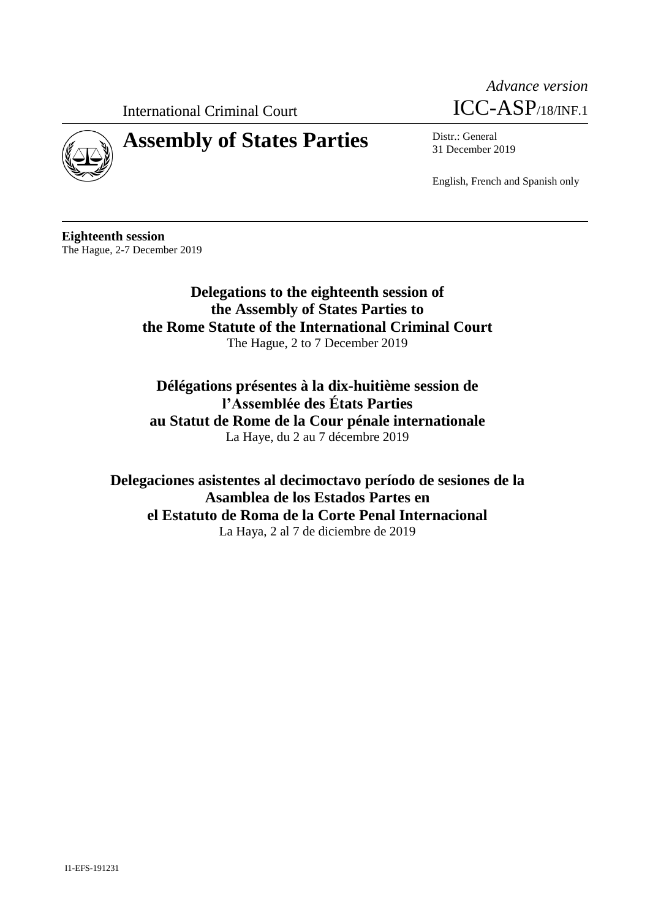International Criminal Court

*Advance version*
ICC-ASP/18/INF.1

# Assembly of States Parties

Distr.: General
31 December 2019

English, French and Spanish only

**Eighteenth session**
The Hague, 2-7 December 2019

## Delegations to the eighteenth session of the Assembly of States Parties to the Rome Statute of the International Criminal Court

The Hague, 2 to 7 December 2019

## Délégations présentes à la dix-huitième session de l'Assemblée des États Parties au Statut de Rome de la Cour pénale internationale

La Haye, du 2 au 7 décembre 2019

## Delegaciones asistentes al decimoctavo período de sesiones de la Asamblea de los Estados Partes en el Estatuto de Roma de la Corte Penal Internacional

La Haya, 2 al 7 de diciembre de 2019

I1-EFS-191231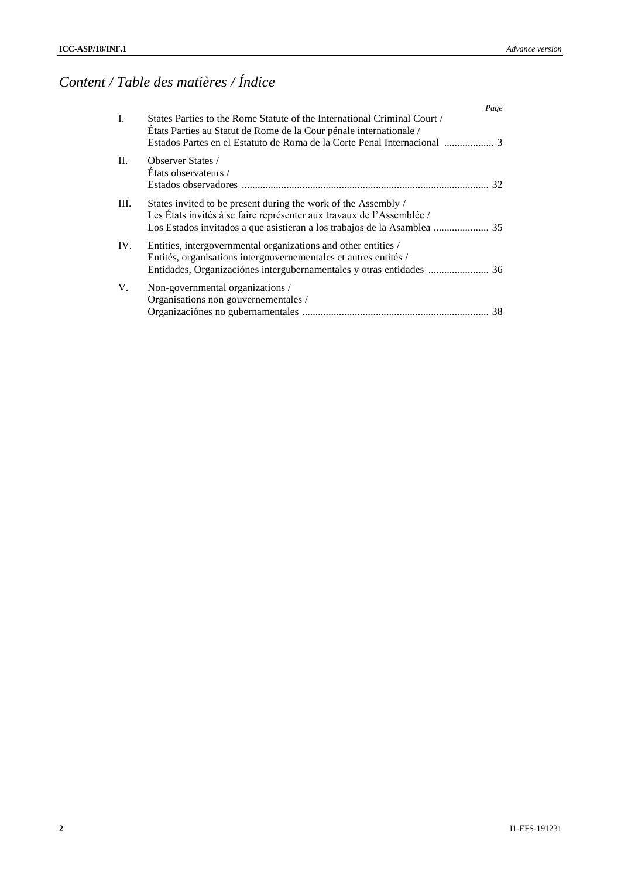# *Content / Table des matières / Índice*

| | | Page |
|---|---|---|
| I. | States Parties to the Rome Statute of the International Criminal Court / États Parties au Statut de Rome de la Cour pénale internationale / Estados Partes en el Estatuto de Roma de la Corte Penal Internacional | 3 |
| II. | Observer States / États observateurs / Estados observadores | 32 |
| III. | States invited to be present during the work of the Assembly / Les États invités à se faire représenter aux travaux de l'Assemblée / Los Estados invitados a que asistieran a los trabajos de la Asamblea | 35 |
| IV. | Entities, intergovernmental organizations and other entities / Entités, organisations intergouvernementales et autres entités / Entidades, Organizaciónes intergubernamentales y otras entidades | 36 |
| V. | Non-governmental organizations / Organisations non gouvernementales / Organizaciónes no gubernamentales | 38 |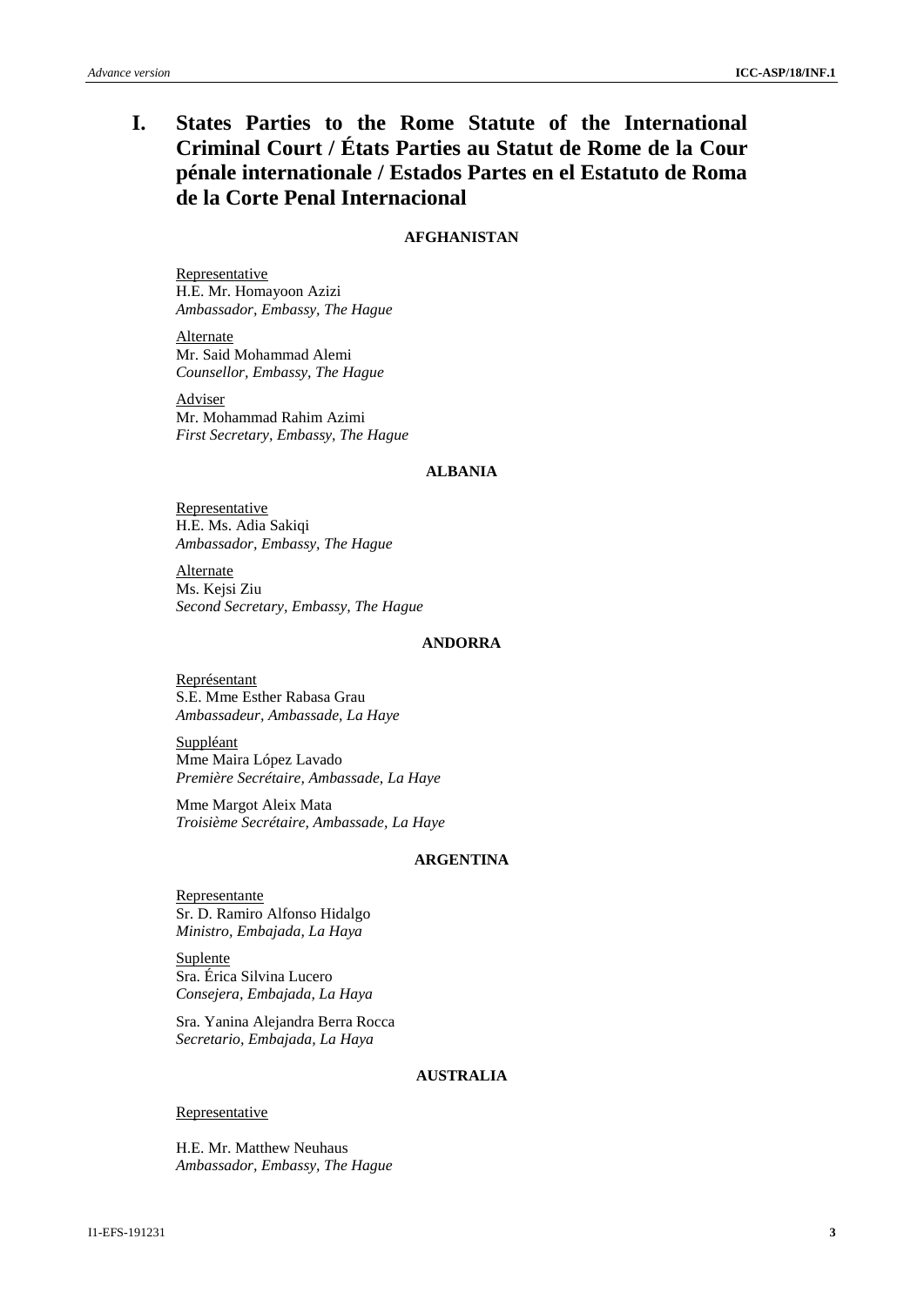# I. States Parties to the Rome Statute of the International Criminal Court / États Parties au Statut de Rome de la Cour pénale internationale / Estados Partes en el Estatuto de Roma de la Corte Penal Internacional

## AFGHANISTAN

Representative
H.E. Mr. Homayoon Azizi
*Ambassador, Embassy, The Hague*

Alternate
Mr. Said Mohammad Alemi
*Counsellor, Embassy, The Hague*

Adviser
Mr. Mohammad Rahim Azimi
*First Secretary, Embassy, The Hague*

## ALBANIA

Representative
H.E. Ms. Adia Sakiqi
*Ambassador, Embassy, The Hague*

Alternate
Ms. Kejsi Ziu
*Second Secretary, Embassy, The Hague*

## ANDORRA

Représentant
S.E. Mme Esther Rabasa Grau
*Ambassadeur, Ambassade, La Haye*

Suppléant
Mme Maira López Lavado
*Première Secrétaire, Ambassade, La Haye*

Mme Margot Aleix Mata
*Troisième Secrétaire, Ambassade, La Haye*

## ARGENTINA

Representante
Sr. D. Ramiro Alfonso Hidalgo
*Ministro, Embajada, La Haya*

Suplente
Sra. Érica Silvina Lucero
*Consejera, Embajada, La Haya*

Sra. Yanina Alejandra Berra Rocca
*Secretario, Embajada, La Haya*

## AUSTRALIA

Representative

H.E. Mr. Matthew Neuhaus
*Ambassador, Embassy, The Hague*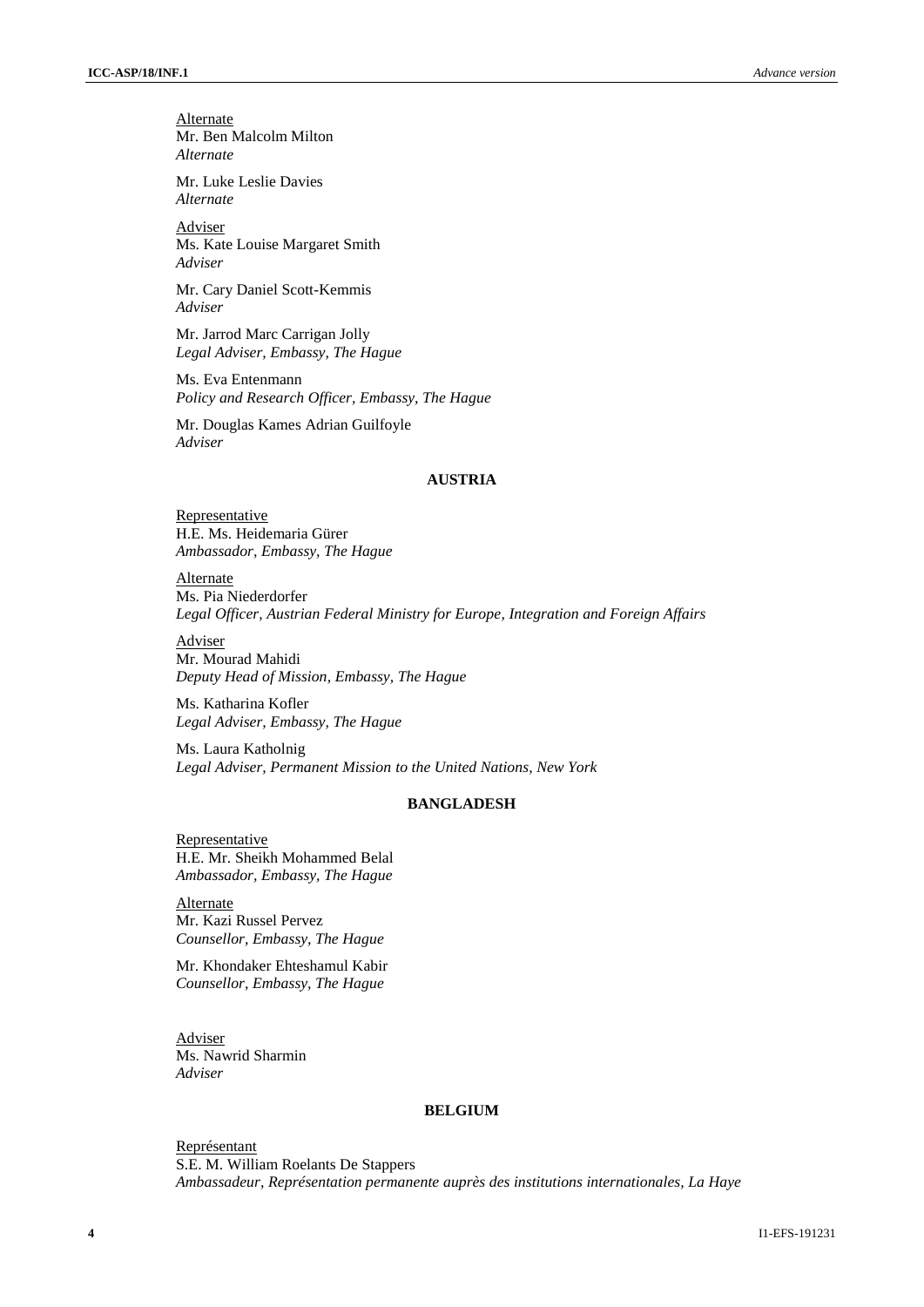Alternate
Mr. Ben Malcolm Milton
*Alternate*

Mr. Luke Leslie Davies
*Alternate*

Adviser
Ms. Kate Louise Margaret Smith
*Adviser*

Mr. Cary Daniel Scott-Kemmis
*Adviser*

Mr. Jarrod Marc Carrigan Jolly
*Legal Adviser, Embassy, The Hague*

Ms. Eva Entenmann
*Policy and Research Officer, Embassy, The Hague*

Mr. Douglas Kames Adrian Guilfoyle
*Adviser*

**AUSTRIA**

Representative
H.E. Ms. Heidemaria Gürer
*Ambassador, Embassy, The Hague*

Alternate
Ms. Pia Niederdorfer
*Legal Officer, Austrian Federal Ministry for Europe, Integration and Foreign Affairs*

Adviser
Mr. Mourad Mahidi
*Deputy Head of Mission, Embassy, The Hague*

Ms. Katharina Kofler
*Legal Adviser, Embassy, The Hague*

Ms. Laura Katholnig
*Legal Adviser, Permanent Mission to the United Nations, New York*

**BANGLADESH**

Representative
H.E. Mr. Sheikh Mohammed Belal
*Ambassador, Embassy, The Hague*

Alternate
Mr. Kazi Russel Pervez
*Counsellor, Embassy, The Hague*

Mr. Khondaker Ehteshamul Kabir
*Counsellor, Embassy, The Hague*

Adviser
Ms. Nawrid Sharmin
*Adviser*

**BELGIUM**

Représentant
S.E. M. William Roelants De Stappers
*Ambassadeur, Représentation permanente auprès des institutions internationales, La Haye*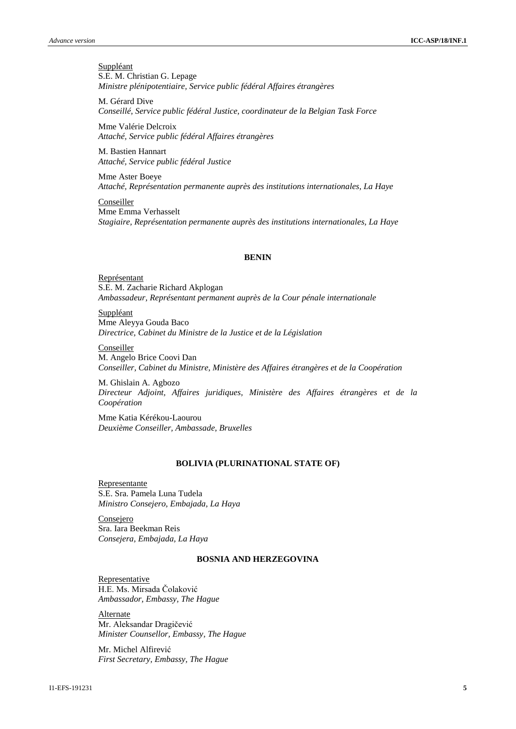Suppléant
S.E. M. Christian G. Lepage
*Ministre plénipotentiaire, Service public fédéral Affaires étrangères*

M. Gérard Dive
*Conseillé, Service public fédéral Justice, coordinateur de la Belgian Task Force*

Mme Valérie Delcroix
*Attaché, Service public fédéral Affaires étrangères*

M. Bastien Hannart
*Attaché, Service public fédéral Justice*

Mme Aster Boeye
*Attaché, Représentation permanente auprès des institutions internationales, La Haye*

Conseiller
Mme Emma Verhasselt
*Stagiaire, Représentation permanente auprès des institutions internationales, La Haye*

**BENIN**

Représentant
S.E. M. Zacharie Richard Akplogan
*Ambassadeur, Représentant permanent auprès de la Cour pénale internationale*

Suppléant
Mme Aleyya Gouda Baco
*Directrice, Cabinet du Ministre de la Justice et de la Législation*

Conseiller
M. Angelo Brice Coovi Dan
*Conseiller, Cabinet du Ministre, Ministère des Affaires étrangères et de la Coopération*

M. Ghislain A. Agbozo
*Directeur Adjoint, Affaires juridiques, Ministère des Affaires étrangères et de la Coopération*

Mme Katia Kérékou-Laourou
*Deuxième Conseiller, Ambassade, Bruxelles*

**BOLIVIA (PLURINATIONAL STATE OF)**

Representante
S.E. Sra. Pamela Luna Tudela
*Ministro Consejero, Embajada, La Haya*

Consejero
Sra. Iara Beekman Reis
*Consejera, Embajada, La Haya*

**BOSNIA AND HERZEGOVINA**

Representative
H.E. Ms. Mirsada Čolaković
*Ambassador, Embassy, The Hague*

Alternate
Mr. Aleksandar Dragičević
*Minister Counsellor, Embassy, The Hague*

Mr. Michel Alfirević
*First Secretary, Embassy, The Hague*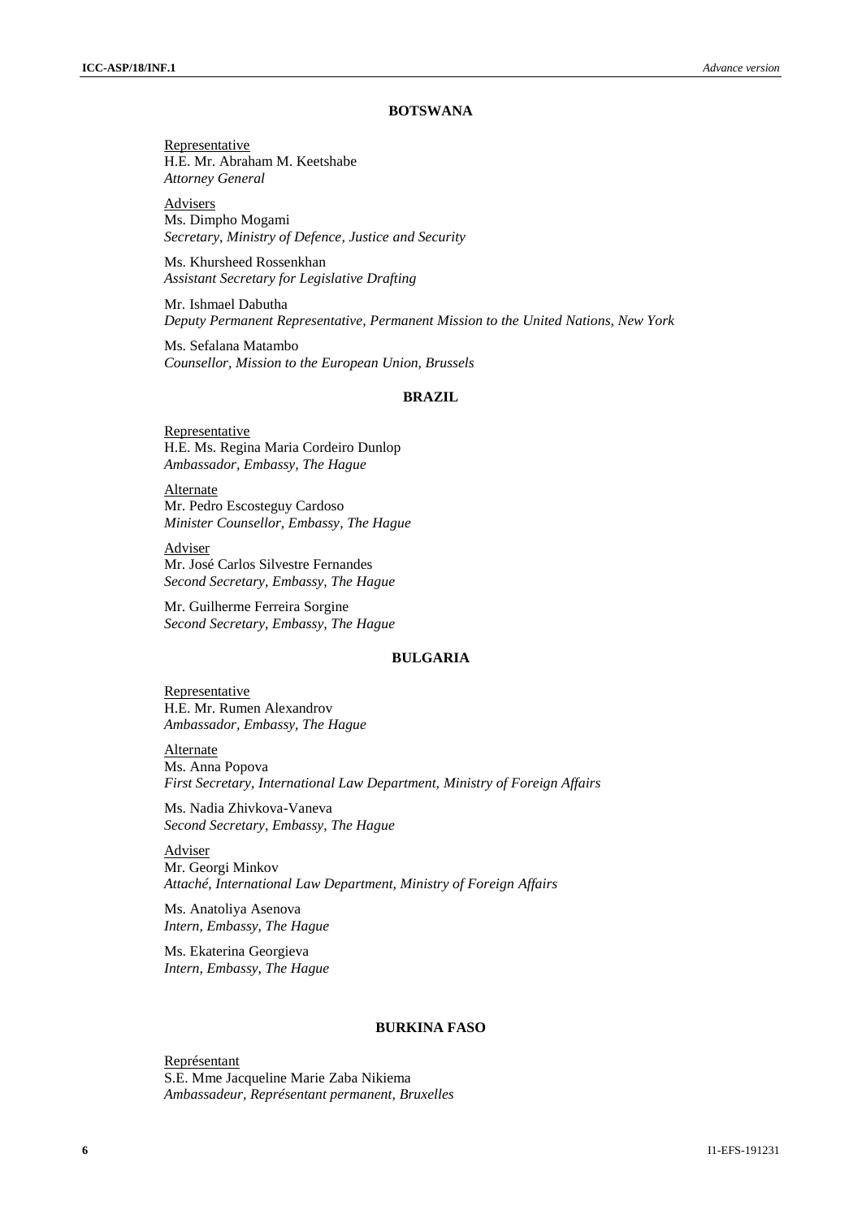**BOTSWANA**

Representative
H.E. Mr. Abraham M. Keetshabe
*Attorney General*

Advisers
Ms. Dimpho Mogami
*Secretary, Ministry of Defence, Justice and Security*

Ms. Khursheed Rossenkhan
*Assistant Secretary for Legislative Drafting*

Mr. Ishmael Dabutha
*Deputy Permanent Representative, Permanent Mission to the United Nations, New York*

Ms. Sefalana Matambo
*Counsellor, Mission to the European Union, Brussels*

**BRAZIL**

Representative
H.E. Ms. Regina Maria Cordeiro Dunlop
*Ambassador, Embassy, The Hague*

Alternate
Mr. Pedro Escosteguy Cardoso
*Minister Counsellor, Embassy, The Hague*

Adviser
Mr. José Carlos Silvestre Fernandes
*Second Secretary, Embassy, The Hague*

Mr. Guilherme Ferreira Sorgine
*Second Secretary, Embassy, The Hague*

**BULGARIA**

Representative
H.E. Mr. Rumen Alexandrov
*Ambassador, Embassy, The Hague*

Alternate
Ms. Anna Popova
*First Secretary, International Law Department, Ministry of Foreign Affairs*

Ms. Nadia Zhivkova-Vaneva
*Second Secretary, Embassy, The Hague*

Adviser
Mr. Georgi Minkov
*Attaché, International Law Department, Ministry of Foreign Affairs*

Ms. Anatoliya Asenova
*Intern, Embassy, The Hague*

Ms. Ekaterina Georgieva
*Intern, Embassy, The Hague*

**BURKINA FASO**

Représentant
S.E. Mme Jacqueline Marie Zaba Nikiema
*Ambassadeur, Représentant permanent, Bruxelles*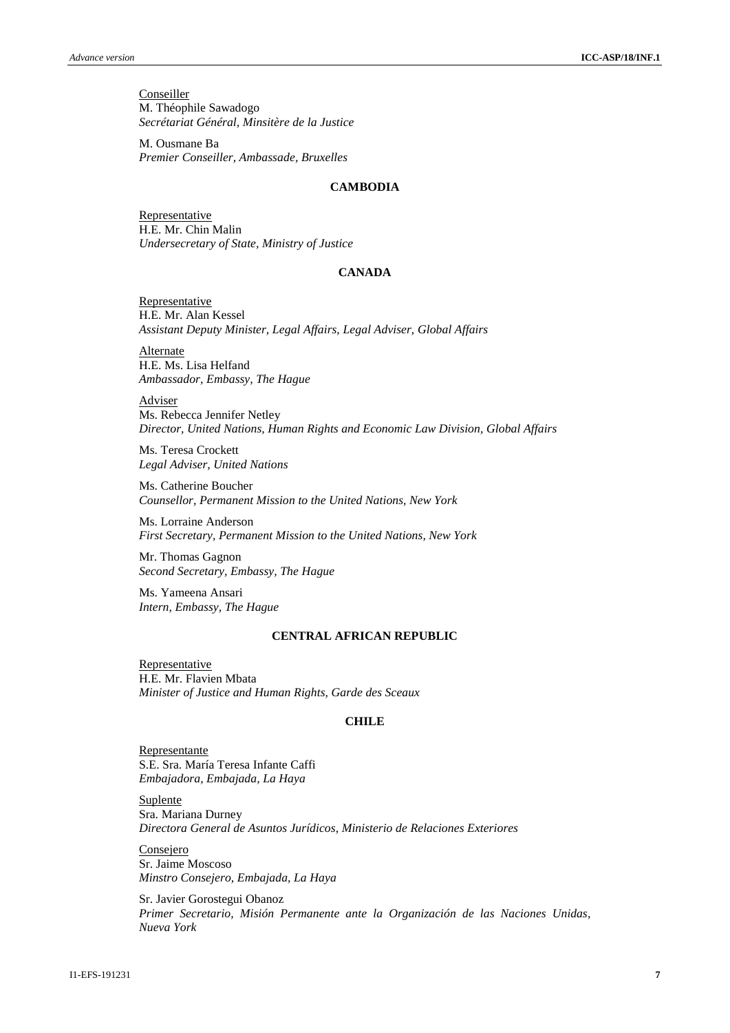Conseiller
M. Théophile Sawadogo
*Secrétariat Général, Minsitère de la Justice*

M. Ousmane Ba
*Premier Conseiller, Ambassade, Bruxelles*

## CAMBODIA

Representative
H.E. Mr. Chin Malin
*Undersecretary of State, Ministry of Justice*

## CANADA

Representative
H.E. Mr. Alan Kessel
*Assistant Deputy Minister, Legal Affairs, Legal Adviser, Global Affairs*

Alternate
H.E. Ms. Lisa Helfand
*Ambassador, Embassy, The Hague*

Adviser
Ms. Rebecca Jennifer Netley
*Director, United Nations, Human Rights and Economic Law Division, Global Affairs*

Ms. Teresa Crockett
*Legal Adviser, United Nations*

Ms. Catherine Boucher
*Counsellor, Permanent Mission to the United Nations, New York*

Ms. Lorraine Anderson
*First Secretary, Permanent Mission to the United Nations, New York*

Mr. Thomas Gagnon
*Second Secretary, Embassy, The Hague*

Ms. Yameena Ansari
*Intern, Embassy, The Hague*

## CENTRAL AFRICAN REPUBLIC

Representative
H.E. Mr. Flavien Mbata
*Minister of Justice and Human Rights, Garde des Sceaux*

## CHILE

Representante
S.E. Sra. María Teresa Infante Caffi
*Embajadora, Embajada, La Haya*

Suplente
Sra. Mariana Durney
*Directora General de Asuntos Jurídicos, Ministerio de Relaciones Exteriores*

Consejero
Sr. Jaime Moscoso
*Minstro Consejero, Embajada, La Haya*

Sr. Javier Gorostegui Obanoz
*Primer Secretario, Misión Permanente ante la Organización de las Naciones Unidas, Nueva York*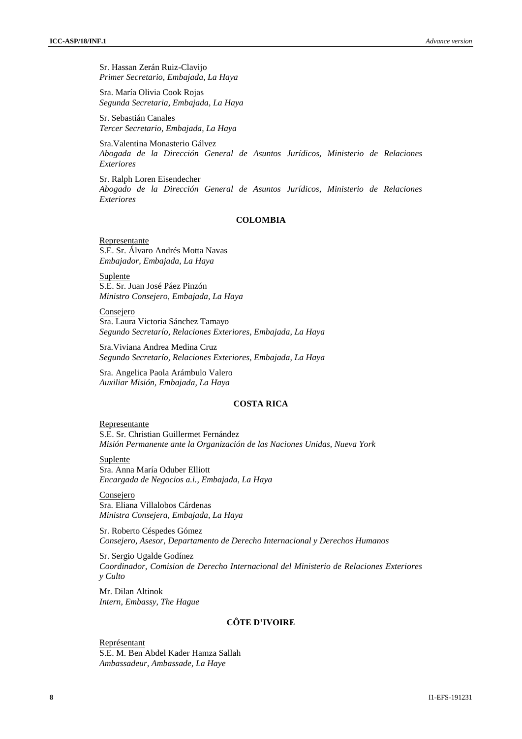Sr. Hassan Zerán Ruiz-Clavijo
*Primer Secretario, Embajada, La Haya*

Sra. María Olivia Cook Rojas
*Segunda Secretaria, Embajada, La Haya*

Sr. Sebastián Canales
*Tercer Secretario, Embajada, La Haya*

Sra.Valentina Monasterio Gálvez
*Abogada de la Dirección General de Asuntos Jurídicos, Ministerio de Relaciones Exteriores*

Sr. Ralph Loren Eisendecher
*Abogado de la Dirección General de Asuntos Jurídicos, Ministerio de Relaciones Exteriores*

**COLOMBIA**

Representante
S.E. Sr. Álvaro Andrés Motta Navas
*Embajador, Embajada, La Haya*

Suplente
S.E. Sr. Juan José Páez Pinzón
*Ministro Consejero, Embajada, La Haya*

Consejero
Sra. Laura Victoria Sánchez Tamayo
*Segundo Secretarío, Relaciones Exteriores, Embajada, La Haya*

Sra.Viviana Andrea Medina Cruz
*Segundo Secretarío, Relaciones Exteriores, Embajada, La Haya*

Sra. Angelica Paola Arámbulo Valero
*Auxiliar Misión, Embajada, La Haya*

**COSTA RICA**

Representante
S.E. Sr. Christian Guillermet Fernández
*Misión Permanente ante la Organización de las Naciones Unidas, Nueva York*

Suplente
Sra. Anna María Oduber Elliott
*Encargada de Negocios a.i., Embajada, La Haya*

Consejero
Sra. Eliana Villalobos Cárdenas
*Ministra Consejera, Embajada, La Haya*

Sr. Roberto Céspedes Gómez
*Consejero, Asesor, Departamento de Derecho Internacional y Derechos Humanos*

Sr. Sergio Ugalde Godínez
*Coordinador, Comision de Derecho Internacional del Ministerio de Relaciones Exteriores y Culto*

Mr. Dilan Altinok
*Intern, Embassy, The Hague*

**CÔTE D'IVOIRE**

Représentant
S.E. M. Ben Abdel Kader Hamza Sallah
*Ambassadeur, Ambassade, La Haye*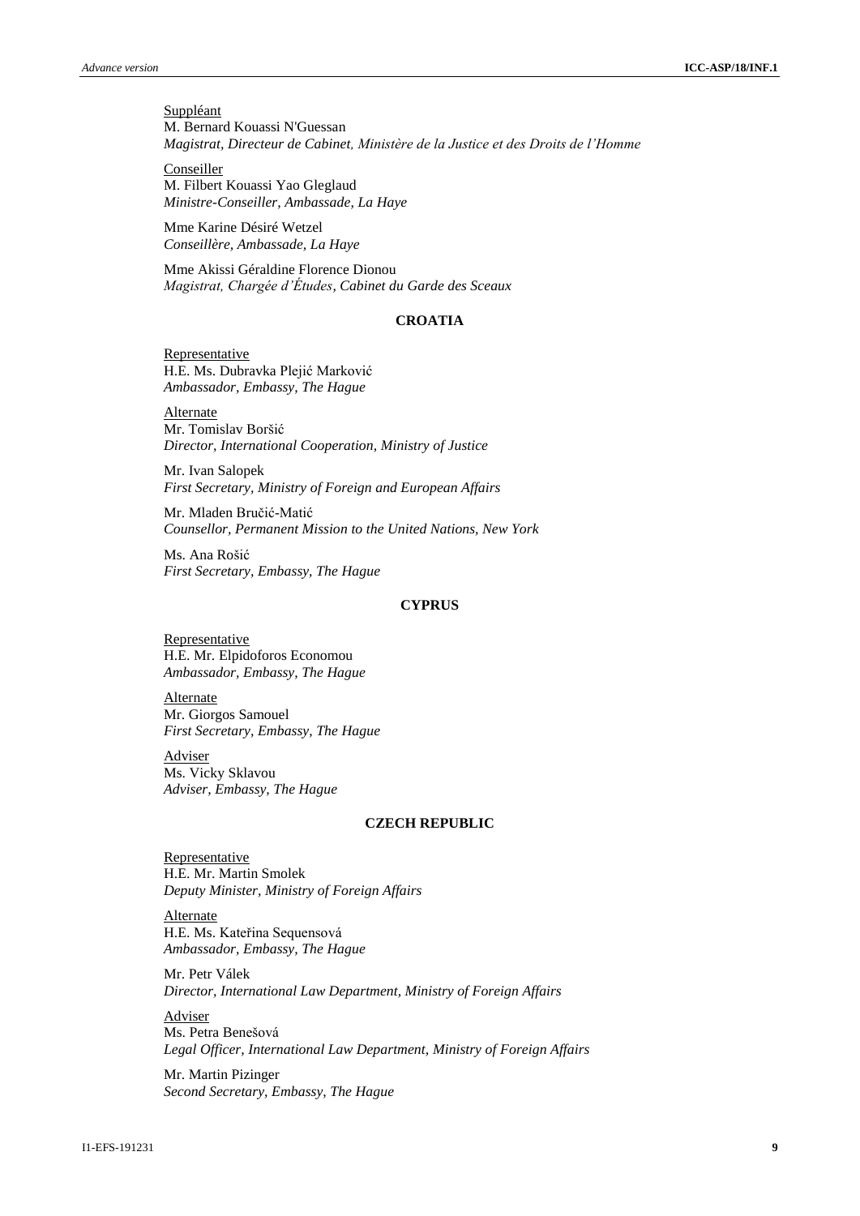Suppléant
M. Bernard Kouassi N'Guessan
*Magistrat, Directeur de Cabinet, Ministère de la Justice et des Droits de l'Homme*

Conseiller
M. Filbert Kouassi Yao Gleglaud
*Ministre-Conseiller, Ambassade, La Haye*

Mme Karine Désiré Wetzel
*Conseillère, Ambassade, La Haye*

Mme Akissi Géraldine Florence Dionou
*Magistrat, Chargée d'Études, Cabinet du Garde des Sceaux*

**CROATIA**

Representative
H.E. Ms. Dubravka Plejić Marković
*Ambassador, Embassy, The Hague*

Alternate
Mr. Tomislav Boršić
*Director, International Cooperation, Ministry of Justice*

Mr. Ivan Salopek
*First Secretary, Ministry of Foreign and European Affairs*

Mr. Mladen Bručić-Matić
*Counsellor, Permanent Mission to the United Nations, New York*

Ms. Ana Rošić
*First Secretary, Embassy, The Hague*

**CYPRUS**

Representative
H.E. Mr. Elpidoforos Economou
*Ambassador, Embassy, The Hague*

Alternate
Mr. Giorgos Samouel
*First Secretary, Embassy, The Hague*

Adviser
Ms. Vicky Sklavou
*Adviser, Embassy, The Hague*

**CZECH REPUBLIC**

Representative
H.E. Mr. Martin Smolek
*Deputy Minister, Ministry of Foreign Affairs*

Alternate
H.E. Ms. Kateřina Sequensová
*Ambassador, Embassy, The Hague*

Mr. Petr Válek
*Director, International Law Department, Ministry of Foreign Affairs*

Adviser
Ms. Petra Benešová
*Legal Officer, International Law Department, Ministry of Foreign Affairs*

Mr. Martin Pizinger
*Second Secretary, Embassy, The Hague*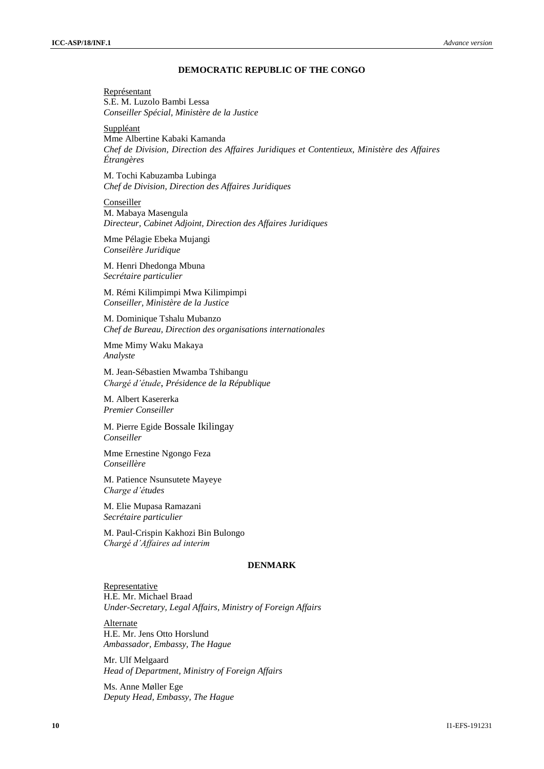### DEMOCRATIC REPUBLIC OF THE CONGO

Représentant
S.E. M. Luzolo Bambi Lessa
*Conseiller Spécial, Ministère de la Justice*

Suppléant
Mme Albertine Kabaki Kamanda
*Chef de Division, Direction des Affaires Juridiques et Contentieux, Ministère des Affaires Étrangères*

M. Tochi Kabuzamba Lubinga
*Chef de Division, Direction des Affaires Juridiques*

Conseiller
M. Mabaya Masengula
*Directeur, Cabinet Adjoint, Direction des Affaires Juridiques*

Mme Pélagie Ebeka Mujangi
*Conseilère Juridique*

M. Henri Dhedonga Mbuna
*Secrétaire particulier*

M. Rémi Kilimpimpi Mwa Kilimpimpi
*Conseiller, Ministère de la Justice*

M. Dominique Tshalu Mubanzo
*Chef de Bureau, Direction des organisations internationales*

Mme Mimy Waku Makaya
*Analyste*

M. Jean-Sébastien Mwamba Tshibangu
*Chargé d'étude, Présidence de la République*

M. Albert Kasererka
*Premier Conseiller*

M. Pierre Egide Bossale Ikilingay
*Conseiller*

Mme Ernestine Ngongo Feza
*Conseillère*

M. Patience Nsunsutete Mayeye
*Charge d'études*

M. Elie Mupasa Ramazani
*Secrétaire particulier*

M. Paul-Crispin Kakhozi Bin Bulongo
*Chargé d'Affaires ad interim*

### DENMARK

Representative
H.E. Mr. Michael Braad
*Under-Secretary, Legal Affairs, Ministry of Foreign Affairs*

Alternate
H.E. Mr. Jens Otto Horslund
*Ambassador, Embassy, The Hague*

Mr. Ulf Melgaard
*Head of Department, Ministry of Foreign Affairs*

Ms. Anne Møller Ege
*Deputy Head, Embassy, The Hague*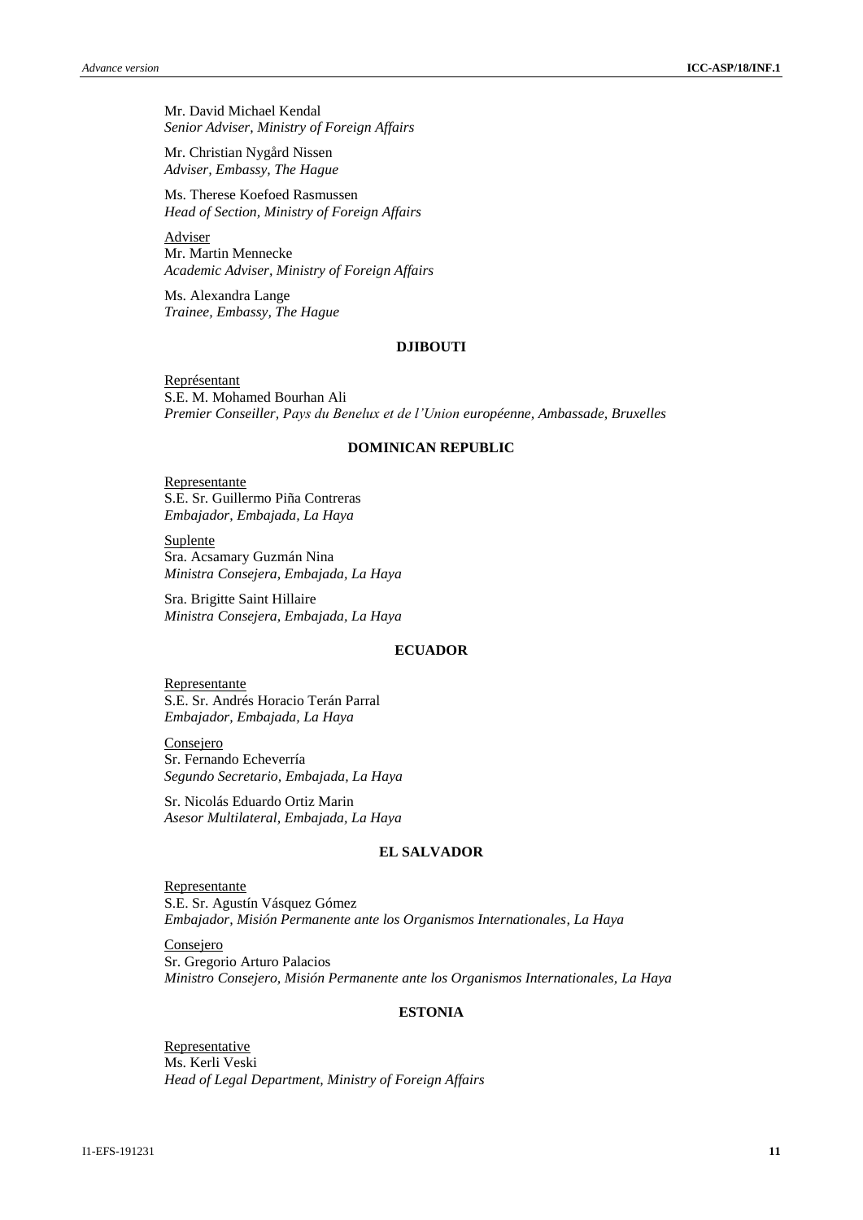Mr. David Michael Kendal
*Senior Adviser, Ministry of Foreign Affairs*

Mr. Christian Nygård Nissen
*Adviser, Embassy, The Hague*

Ms. Therese Koefoed Rasmussen
*Head of Section, Ministry of Foreign Affairs*

Adviser
Mr. Martin Mennecke
*Academic Adviser, Ministry of Foreign Affairs*

Ms. Alexandra Lange
*Trainee, Embassy, The Hague*

**DJIBOUTI**

Représentant
S.E. M. Mohamed Bourhan Ali
*Premier Conseiller, Pays du Benelux et de l'Union européenne, Ambassade, Bruxelles*

**DOMINICAN REPUBLIC**

Representante
S.E. Sr. Guillermo Piña Contreras
*Embajador, Embajada, La Haya*

Suplente
Sra. Acsamary Guzmán Nina
*Ministra Consejera, Embajada, La Haya*

Sra. Brigitte Saint Hillaire
*Ministra Consejera, Embajada, La Haya*

**ECUADOR**

Representante
S.E. Sr. Andrés Horacio Terán Parral
*Embajador, Embajada, La Haya*

Consejero
Sr. Fernando Echeverría
*Segundo Secretario, Embajada, La Haya*

Sr. Nicolás Eduardo Ortiz Marin
*Asesor Multilateral, Embajada, La Haya*

**EL SALVADOR**

Representante
S.E. Sr. Agustín Vásquez Gómez
*Embajador, Misión Permanente ante los Organismos Internationales, La Haya*

Consejero
Sr. Gregorio Arturo Palacios
*Ministro Consejero, Misión Permanente ante los Organismos Internationales, La Haya*

**ESTONIA**

Representative
Ms. Kerli Veski
*Head of Legal Department, Ministry of Foreign Affairs*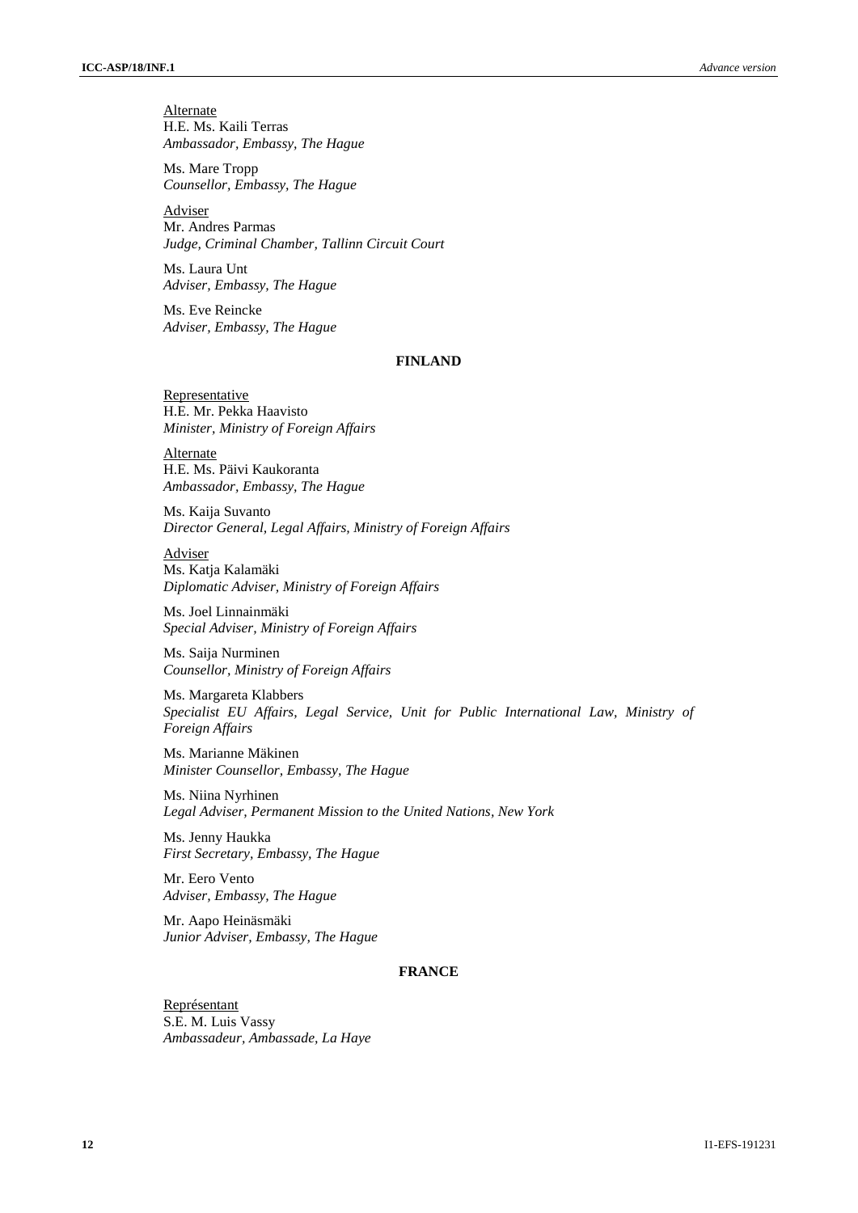Alternate

H.E. Ms. Kaili Terras
*Ambassador, Embassy, The Hague*

Ms. Mare Tropp
*Counsellor, Embassy, The Hague*

Adviser

Mr. Andres Parmas
*Judge, Criminal Chamber, Tallinn Circuit Court*

Ms. Laura Unt
*Adviser, Embassy, The Hague*

Ms. Eve Reincke
*Adviser, Embassy, The Hague*

## FINLAND

Representative

H.E. Mr. Pekka Haavisto
*Minister, Ministry of Foreign Affairs*

Alternate

H.E. Ms. Päivi Kaukoranta
*Ambassador, Embassy, The Hague*

Ms. Kaija Suvanto
*Director General, Legal Affairs, Ministry of Foreign Affairs*

Adviser

Ms. Katja Kalamäki
*Diplomatic Adviser, Ministry of Foreign Affairs*

Ms. Joel Linnainmäki
*Special Adviser, Ministry of Foreign Affairs*

Ms. Saija Nurminen
*Counsellor, Ministry of Foreign Affairs*

Ms. Margareta Klabbers
*Specialist EU Affairs, Legal Service, Unit for Public International Law, Ministry of Foreign Affairs*

Ms. Marianne Mäkinen
*Minister Counsellor, Embassy, The Hague*

Ms. Niina Nyrhinen
*Legal Adviser, Permanent Mission to the United Nations, New York*

Ms. Jenny Haukka
*First Secretary, Embassy, The Hague*

Mr. Eero Vento
*Adviser, Embassy, The Hague*

Mr. Aapo Heinäsmäki
*Junior Adviser, Embassy, The Hague*

## FRANCE

Représentant

S.E. M. Luis Vassy
*Ambassadeur, Ambassade, La Haye*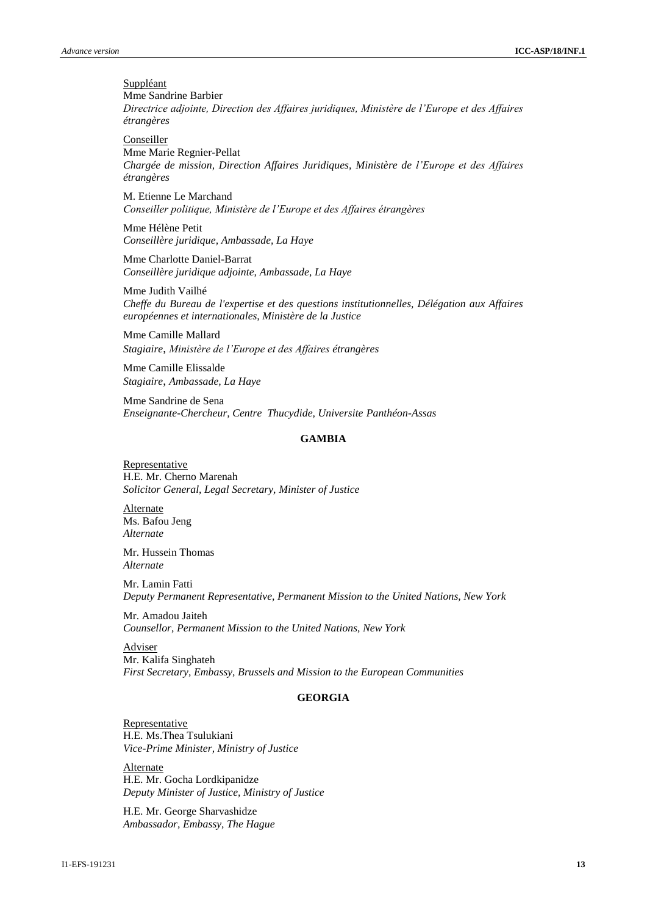Suppléant
Mme Sandrine Barbier
*Directrice adjointe, Direction des Affaires juridiques, Ministère de l'Europe et des Affaires étrangères*

Conseiller
Mme Marie Regnier-Pellat
*Chargée de mission, Direction Affaires Juridiques, Ministère de l'Europe et des Affaires étrangères*

M. Etienne Le Marchand
*Conseiller politique, Ministère de l'Europe et des Affaires étrangères*

Mme Hélène Petit
*Conseillère juridique, Ambassade, La Haye*

Mme Charlotte Daniel-Barrat
*Conseillère juridique adjointe, Ambassade, La Haye*

Mme Judith Vailhé
*Cheffe du Bureau de l'expertise et des questions institutionnelles, Délégation aux Affaires européennes et internationales, Ministère de la Justice*

Mme Camille Mallard
*Stagiaire, Ministère de l'Europe et des Affaires étrangères*

Mme Camille Elissalde
*Stagiaire, Ambassade, La Haye*

Mme Sandrine de Sena
*Enseignante-Chercheur, Centre Thucydide, Universite Panthéon-Assas*

**GAMBIA**

Representative
H.E. Mr. Cherno Marenah
*Solicitor General, Legal Secretary, Minister of Justice*

Alternate
Ms. Bafou Jeng
*Alternate*

Mr. Hussein Thomas
*Alternate*

Mr. Lamin Fatti
*Deputy Permanent Representative, Permanent Mission to the United Nations, New York*

Mr. Amadou Jaiteh
*Counsellor, Permanent Mission to the United Nations, New York*

Adviser
Mr. Kalifa Singhateh
*First Secretary, Embassy, Brussels and Mission to the European Communities*

**GEORGIA**

Representative
H.E. Ms.Thea Tsulukiani
*Vice-Prime Minister, Ministry of Justice*

Alternate
H.E. Mr. Gocha Lordkipanidze
*Deputy Minister of Justice, Ministry of Justice*

H.E. Mr. George Sharvashidze
*Ambassador, Embassy, The Hague*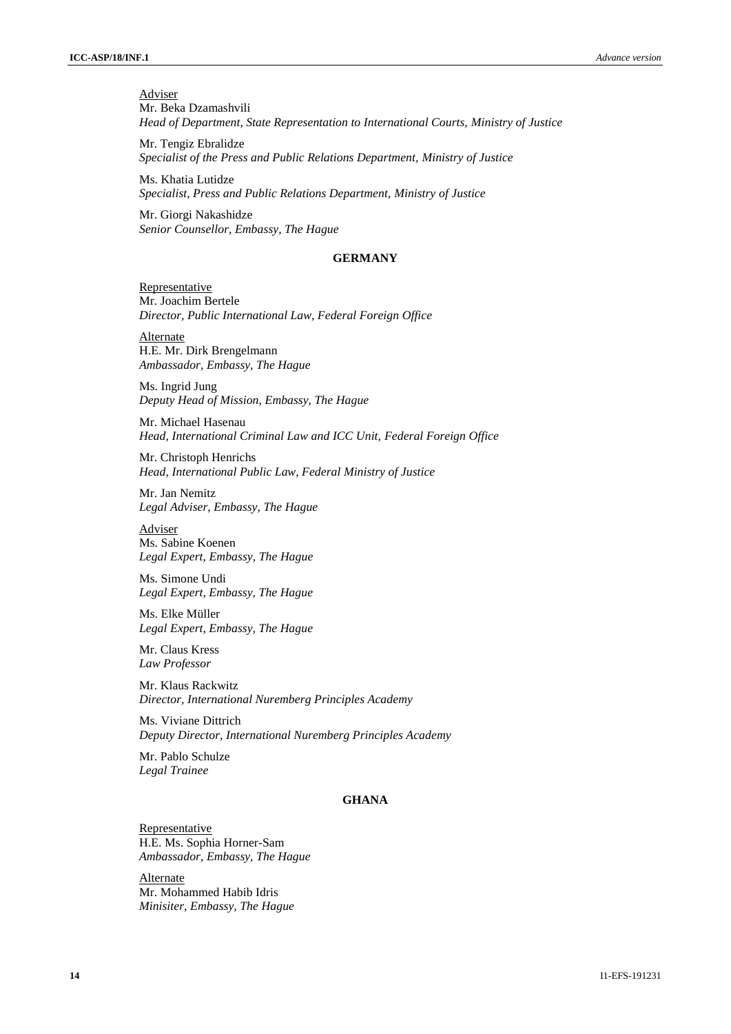Adviser
Mr. Beka Dzamashvili
*Head of Department, State Representation to International Courts, Ministry of Justice*

Mr. Tengiz Ebralidze
*Specialist of the Press and Public Relations Department, Ministry of Justice*

Ms. Khatia Lutidze
*Specialist, Press and Public Relations Department, Ministry of Justice*

Mr. Giorgi Nakashidze
*Senior Counsellor, Embassy, The Hague*

## GERMANY

Representative
Mr. Joachim Bertele
*Director, Public International Law, Federal Foreign Office*

Alternate
H.E. Mr. Dirk Brengelmann
*Ambassador, Embassy, The Hague*

Ms. Ingrid Jung
*Deputy Head of Mission, Embassy, The Hague*

Mr. Michael Hasenau
*Head, International Criminal Law and ICC Unit, Federal Foreign Office*

Mr. Christoph Henrichs
*Head, International Public Law, Federal Ministry of Justice*

Mr. Jan Nemitz
*Legal Adviser, Embassy, The Hague*

Adviser
Ms. Sabine Koenen
*Legal Expert, Embassy, The Hague*

Ms. Simone Undi
*Legal Expert, Embassy, The Hague*

Ms. Elke Müller
*Legal Expert, Embassy, The Hague*

Mr. Claus Kress
*Law Professor*

Mr. Klaus Rackwitz
*Director, International Nuremberg Principles Academy*

Ms. Viviane Dittrich
*Deputy Director, International Nuremberg Principles Academy*

Mr. Pablo Schulze
*Legal Trainee*

## GHANA

Representative
H.E. Ms. Sophia Horner-Sam
*Ambassador, Embassy, The Hague*

Alternate
Mr. Mohammed Habib Idris
*Minisiter, Embassy, The Hague*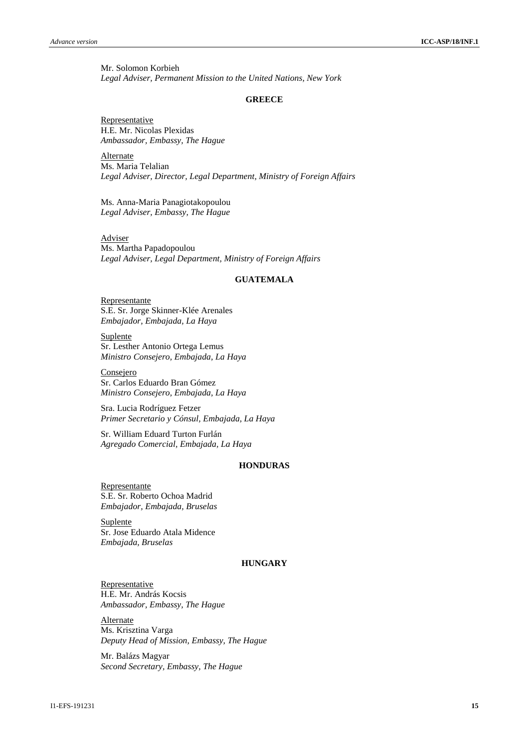Mr. Solomon Korbieh
*Legal Adviser, Permanent Mission to the United Nations, New York*

**GREECE**

Representative
H.E. Mr. Nicolas Plexidas
*Ambassador, Embassy, The Hague*

Alternate
Ms. Maria Telalian
*Legal Adviser, Director, Legal Department, Ministry of Foreign Affairs*

Ms. Anna-Maria Panagiotakopoulou
*Legal Adviser, Embassy, The Hague*

Adviser
Ms. Martha Papadopoulou
*Legal Adviser, Legal Department, Ministry of Foreign Affairs*

**GUATEMALA**

Representante
S.E. Sr. Jorge Skinner-Klée Arenales
*Embajador, Embajada, La Haya*

Suplente
Sr. Lesther Antonio Ortega Lemus
*Ministro Consejero, Embajada, La Haya*

Consejero
Sr. Carlos Eduardo Bran Gómez
*Ministro Consejero, Embajada, La Haya*

Sra. Lucia Rodríguez Fetzer
*Primer Secretario y Cónsul, Embajada, La Haya*

Sr. William Eduard Turton Furlán
*Agregado Comercial, Embajada, La Haya*

**HONDURAS**

Representante
S.E. Sr. Roberto Ochoa Madrid
*Embajador, Embajada, Bruselas*

Suplente
Sr. Jose Eduardo Atala Midence
*Embajada, Bruselas*

**HUNGARY**

Representative
H.E. Mr. András Kocsis
*Ambassador, Embassy, The Hague*

Alternate
Ms. Krisztina Varga
*Deputy Head of Mission, Embassy, The Hague*

Mr. Balázs Magyar
*Second Secretary, Embassy, The Hague*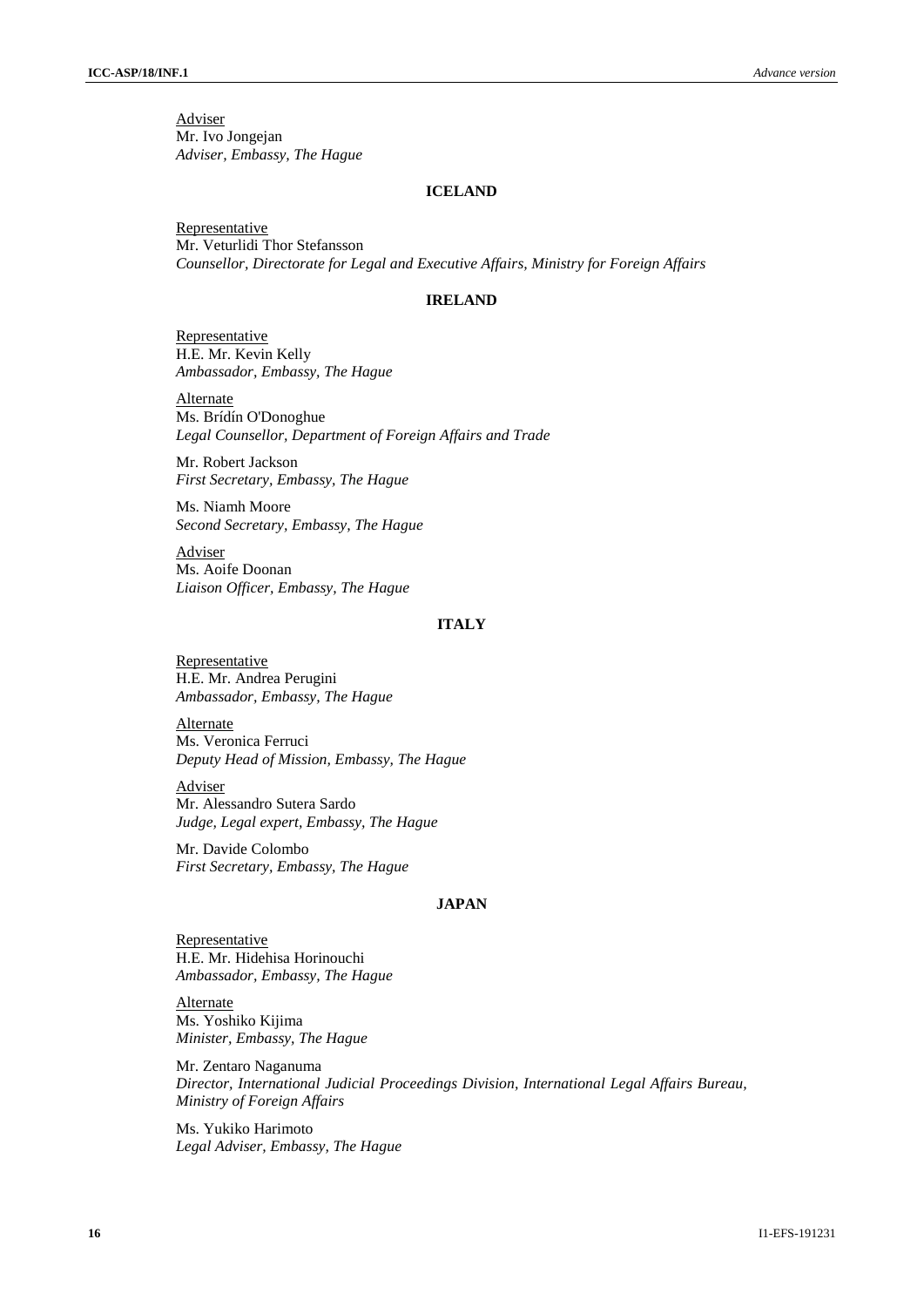Adviser
Mr. Ivo Jongejan
*Adviser, Embassy, The Hague*

## ICELAND

Representative
Mr. Veturlidi Thor Stefansson
*Counsellor, Directorate for Legal and Executive Affairs, Ministry for Foreign Affairs*

## IRELAND

Representative
H.E. Mr. Kevin Kelly
*Ambassador, Embassy, The Hague*

Alternate
Ms. Brídín O'Donoghue
*Legal Counsellor, Department of Foreign Affairs and Trade*

Mr. Robert Jackson
*First Secretary, Embassy, The Hague*

Ms. Niamh Moore
*Second Secretary, Embassy, The Hague*

Adviser
Ms. Aoife Doonan
*Liaison Officer, Embassy, The Hague*

## ITALY

Representative
H.E. Mr. Andrea Perugini
*Ambassador, Embassy, The Hague*

Alternate
Ms. Veronica Ferruci
*Deputy Head of Mission, Embassy, The Hague*

Adviser
Mr. Alessandro Sutera Sardo
*Judge, Legal expert, Embassy, The Hague*

Mr. Davide Colombo
*First Secretary, Embassy, The Hague*

## JAPAN

Representative
H.E. Mr. Hidehisa Horinouchi
*Ambassador, Embassy, The Hague*

Alternate
Ms. Yoshiko Kijima
*Minister, Embassy, The Hague*

Mr. Zentaro Naganuma
*Director, International Judicial Proceedings Division, International Legal Affairs Bureau, Ministry of Foreign Affairs*

Ms. Yukiko Harimoto
*Legal Adviser, Embassy, The Hague*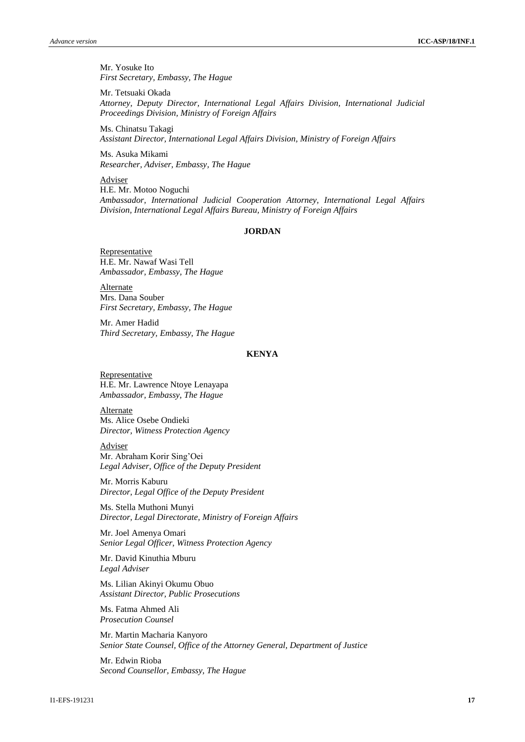Mr. Yosuke Ito
*First Secretary, Embassy, The Hague*

Mr. Tetsuaki Okada
*Attorney, Deputy Director, International Legal Affairs Division, International Judicial Proceedings Division, Ministry of Foreign Affairs*

Ms. Chinatsu Takagi
*Assistant Director, International Legal Affairs Division, Ministry of Foreign Affairs*

Ms. Asuka Mikami
*Researcher, Adviser, Embassy, The Hague*

<u>Adviser</u>
H.E. Mr. Motoo Noguchi
*Ambassador, International Judicial Cooperation Attorney, International Legal Affairs Division, International Legal Affairs Bureau, Ministry of Foreign Affairs*

**JORDAN**

<u>Representative</u>
H.E. Mr. Nawaf Wasi Tell
*Ambassador, Embassy, The Hague*

<u>Alternate</u>
Mrs. Dana Souber
*First Secretary, Embassy, The Hague*

Mr. Amer Hadid
*Third Secretary, Embassy, The Hague*

**KENYA**

<u>Representative</u>
H.E. Mr. Lawrence Ntoye Lenayapa
*Ambassador, Embassy, The Hague*

<u>Alternate</u>
Ms. Alice Osebe Ondieki
*Director, Witness Protection Agency*

<u>Adviser</u>
Mr. Abraham Korir Sing'Oei
*Legal Adviser, Office of the Deputy President*

Mr. Morris Kaburu
*Director, Legal Office of the Deputy President*

Ms. Stella Muthoni Munyi
*Director, Legal Directorate, Ministry of Foreign Affairs*

Mr. Joel Amenya Omari
*Senior Legal Officer, Witness Protection Agency*

Mr. David Kinuthia Mburu
*Legal Adviser*

Ms. Lilian Akinyi Okumu Obuo
*Assistant Director, Public Prosecutions*

Ms. Fatma Ahmed Ali
*Prosecution Counsel*

Mr. Martin Macharia Kanyoro
*Senior State Counsel, Office of the Attorney General, Department of Justice*

Mr. Edwin Rioba
*Second Counsellor, Embassy, The Hague*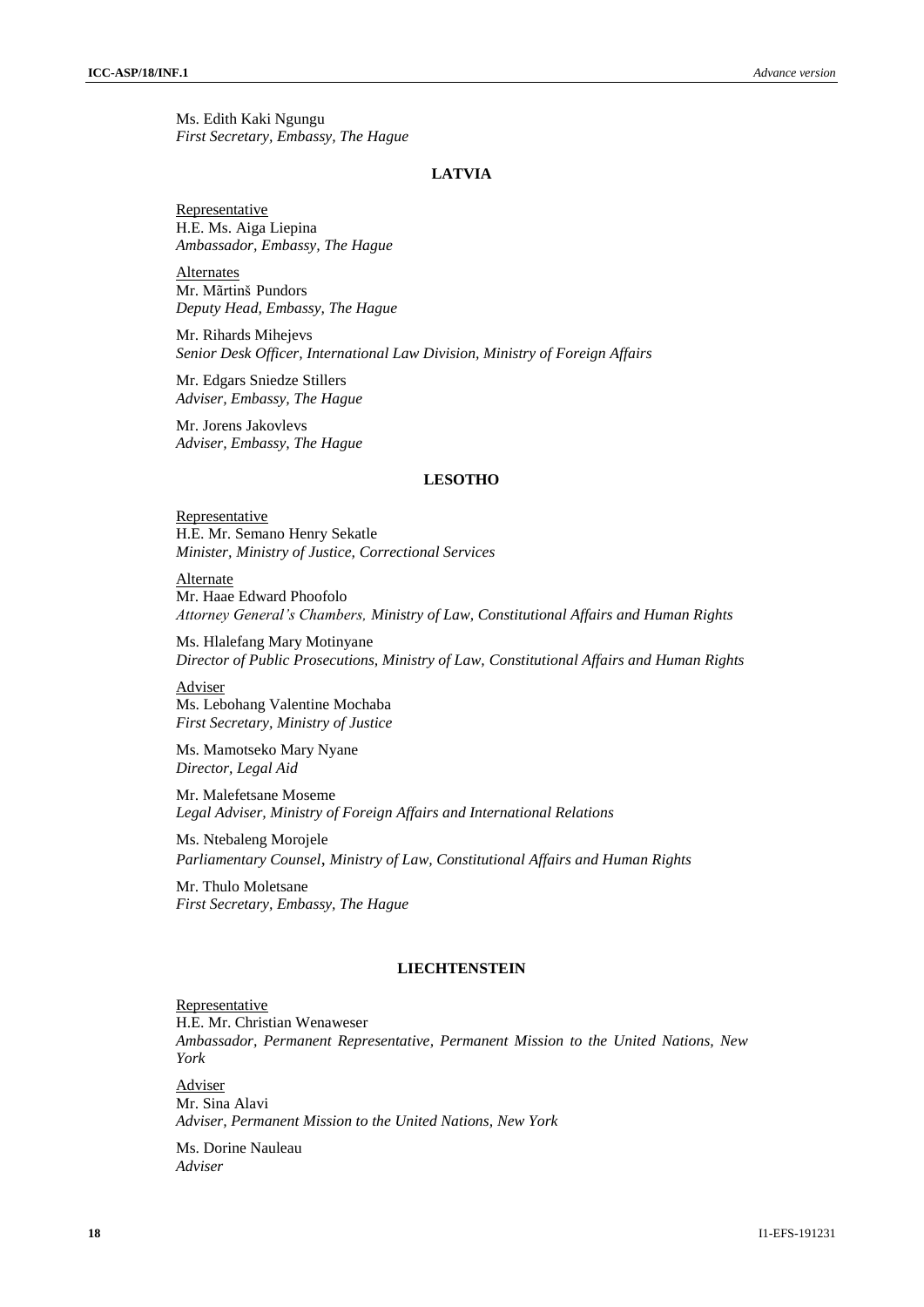Ms. Edith Kaki Ngungu
*First Secretary, Embassy, The Hague*

## LATVIA

Representative
H.E. Ms. Aiga Liepina
*Ambassador, Embassy, The Hague*

Alternates
Mr. Mārtinš Pundors
*Deputy Head, Embassy, The Hague*

Mr. Rihards Mihejevs
*Senior Desk Officer, International Law Division, Ministry of Foreign Affairs*

Mr. Edgars Sniedze Stillers
*Adviser, Embassy, The Hague*

Mr. Jorens Jakovlevs
*Adviser, Embassy, The Hague*

## LESOTHO

Representative
H.E. Mr. Semano Henry Sekatle
*Minister, Ministry of Justice, Correctional Services*

Alternate
Mr. Haae Edward Phoofolo
*Attorney General's Chambers, Ministry of Law, Constitutional Affairs and Human Rights*

Ms. Hlalefang Mary Motinyane
*Director of Public Prosecutions, Ministry of Law, Constitutional Affairs and Human Rights*

Adviser
Ms. Lebohang Valentine Mochaba
*First Secretary, Ministry of Justice*

Ms. Mamotseko Mary Nyane
*Director, Legal Aid*

Mr. Malefetsane Moseme
*Legal Adviser, Ministry of Foreign Affairs and International Relations*

Ms. Ntebaleng Morojele
*Parliamentary Counsel, Ministry of Law, Constitutional Affairs and Human Rights*

Mr. Thulo Moletsane
*First Secretary, Embassy, The Hague*

## LIECHTENSTEIN

Representative
H.E. Mr. Christian Wenaweser
*Ambassador, Permanent Representative, Permanent Mission to the United Nations, New York*

Adviser
Mr. Sina Alavi
*Adviser, Permanent Mission to the United Nations, New York*

Ms. Dorine Nauleau
*Adviser*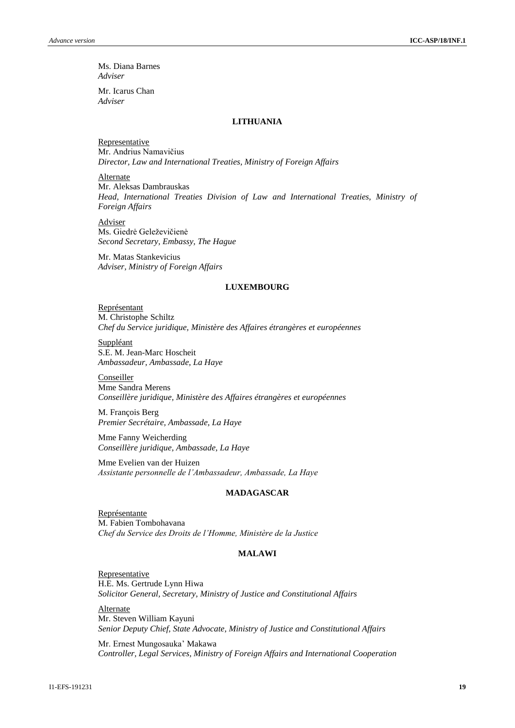Ms. Diana Barnes
*Adviser*

Mr. Icarus Chan
*Adviser*

### LITHUANIA

Representative
Mr. Andrius Namavičius
*Director, Law and International Treaties, Ministry of Foreign Affairs*

Alternate
Mr. Aleksas Dambrauskas
*Head, International Treaties Division of Law and International Treaties, Ministry of Foreign Affairs*

Adviser
Ms. Giedrė Geleževičienė
*Second Secretary, Embassy, The Hague*

Mr. Matas Stankevicius
*Adviser, Ministry of Foreign Affairs*

### LUXEMBOURG

Représentant
M. Christophe Schiltz
*Chef du Service juridique, Ministère des Affaires étrangères et européennes*

Suppléant
S.E. M. Jean-Marc Hoscheit
*Ambassadeur, Ambassade, La Haye*

Conseiller
Mme Sandra Merens
*Conseillère juridique, Ministère des Affaires étrangères et européennes*

M. François Berg
*Premier Secrétaire, Ambassade, La Haye*

Mme Fanny Weicherding
*Conseillère juridique, Ambassade, La Haye*

Mme Evelien van der Huizen
*Assistante personnelle de l'Ambassadeur, Ambassade, La Haye*

### MADAGASCAR

Représentante
M. Fabien Tombohavana
*Chef du Service des Droits de l'Homme, Ministère de la Justice*

### MALAWI

Representative
H.E. Ms. Gertrude Lynn Hiwa
*Solicitor General, Secretary, Ministry of Justice and Constitutional Affairs*

Alternate
Mr. Steven William Kayuni
*Senior Deputy Chief, State Advocate, Ministry of Justice and Constitutional Affairs*

Mr. Ernest Mungosauka' Makawa
*Controller, Legal Services, Ministry of Foreign Affairs and International Cooperation*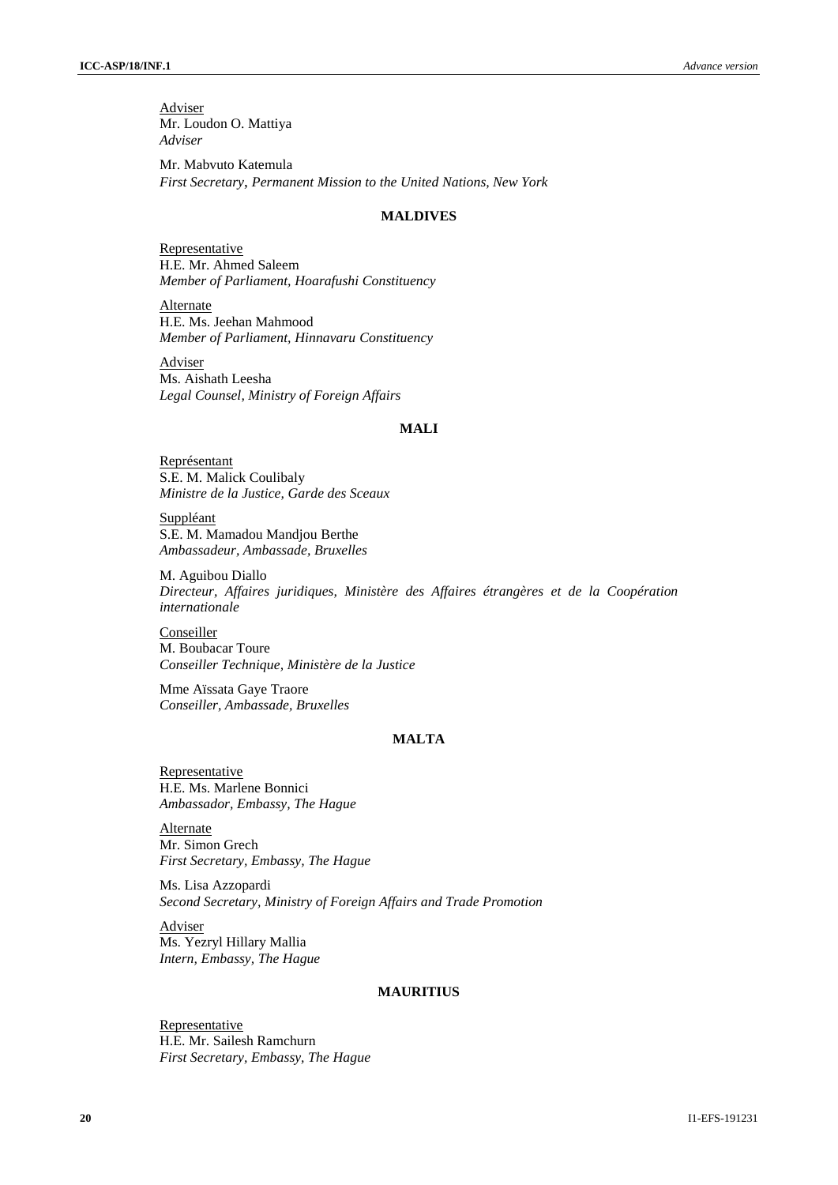Adviser
Mr. Loudon O. Mattiya
*Adviser*

Mr. Mabvuto Katemula
*First Secretary, Permanent Mission to the United Nations, New York*

**MALDIVES**

Representative
H.E. Mr. Ahmed Saleem
*Member of Parliament, Hoarafushi Constituency*

Alternate
H.E. Ms. Jeehan Mahmood
*Member of Parliament, Hinnavaru Constituency*

Adviser
Ms. Aishath Leesha
*Legal Counsel, Ministry of Foreign Affairs*

**MALI**

Représentant
S.E. M. Malick Coulibaly
*Ministre de la Justice, Garde des Sceaux*

Suppléant
S.E. M. Mamadou Mandjou Berthe
*Ambassadeur, Ambassade, Bruxelles*

M. Aguibou Diallo
*Directeur, Affaires juridiques, Ministère des Affaires étrangères et de la Coopération internationale*

Conseiller
M. Boubacar Toure
*Conseiller Technique, Ministère de la Justice*

Mme Aïssata Gaye Traore
*Conseiller, Ambassade, Bruxelles*

**MALTA**

Representative
H.E. Ms. Marlene Bonnici
*Ambassador, Embassy, The Hague*

Alternate
Mr. Simon Grech
*First Secretary, Embassy, The Hague*

Ms. Lisa Azzopardi
*Second Secretary, Ministry of Foreign Affairs and Trade Promotion*

Adviser
Ms. Yezryl Hillary Mallia
*Intern, Embassy, The Hague*

**MAURITIUS**

Representative
H.E. Mr. Sailesh Ramchurn
*First Secretary, Embassy, The Hague*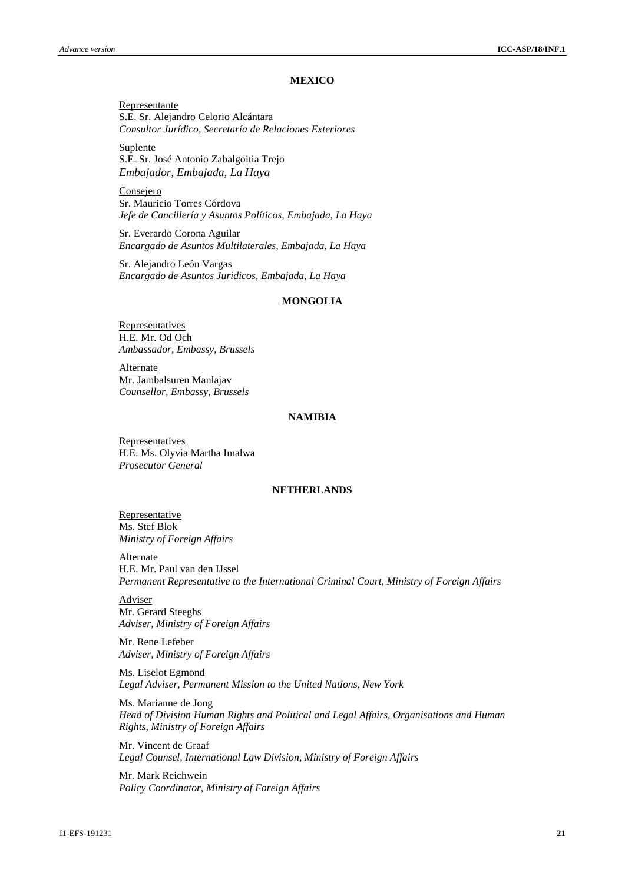### MEXICO

Representante
S.E. Sr. Alejandro Celorio Alcántara
*Consultor Jurídico, Secretaría de Relaciones Exteriores*

Suplente
S.E. Sr. José Antonio Zabalgoitia Trejo
*Embajador, Embajada, La Haya*

Consejero
Sr. Mauricio Torres Córdova
*Jefe de Cancillería y Asuntos Políticos, Embajada, La Haya*

Sr. Everardo Corona Aguilar
*Encargado de Asuntos Multilaterales, Embajada, La Haya*

Sr. Alejandro León Vargas
*Encargado de Asuntos Juridicos, Embajada, La Haya*

### MONGOLIA

Representatives
H.E. Mr. Od Och
*Ambassador, Embassy, Brussels*

Alternate
Mr. Jambalsuren Manlajav
*Counsellor, Embassy, Brussels*

### NAMIBIA

Representatives
H.E. Ms. Olyvia Martha Imalwa
*Prosecutor General*

### NETHERLANDS

Representative
Ms. Stef Blok
*Ministry of Foreign Affairs*

Alternate
H.E. Mr. Paul van den IJssel
*Permanent Representative to the International Criminal Court, Ministry of Foreign Affairs*

Adviser
Mr. Gerard Steeghs
*Adviser, Ministry of Foreign Affairs*

Mr. Rene Lefeber
*Adviser, Ministry of Foreign Affairs*

Ms. Liselot Egmond
*Legal Adviser, Permanent Mission to the United Nations, New York*

Ms. Marianne de Jong
*Head of Division Human Rights and Political and Legal Affairs, Organisations and Human Rights, Ministry of Foreign Affairs*

Mr. Vincent de Graaf
*Legal Counsel, International Law Division, Ministry of Foreign Affairs*

Mr. Mark Reichwein
*Policy Coordinator, Ministry of Foreign Affairs*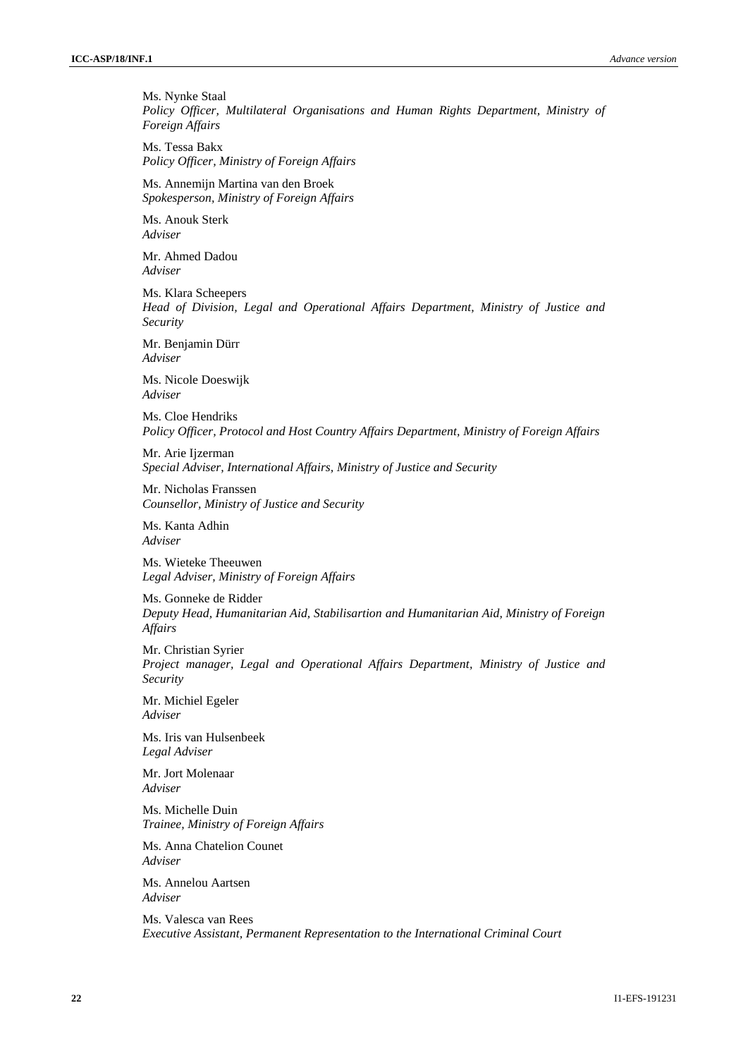Ms. Nynke Staal
*Policy Officer, Multilateral Organisations and Human Rights Department, Ministry of Foreign Affairs*

Ms. Tessa Bakx
*Policy Officer, Ministry of Foreign Affairs*

Ms. Annemijn Martina van den Broek
*Spokesperson, Ministry of Foreign Affairs*

Ms. Anouk Sterk
*Adviser*

Mr. Ahmed Dadou
*Adviser*

Ms. Klara Scheepers
*Head of Division, Legal and Operational Affairs Department, Ministry of Justice and Security*

Mr. Benjamin Dürr
*Adviser*

Ms. Nicole Doeswijk
*Adviser*

Ms. Cloe Hendriks
*Policy Officer, Protocol and Host Country Affairs Department, Ministry of Foreign Affairs*

Mr. Arie Ijzerman
*Special Adviser, International Affairs, Ministry of Justice and Security*

Mr. Nicholas Franssen
*Counsellor, Ministry of Justice and Security*

Ms. Kanta Adhin
*Adviser*

Ms. Wieteke Theeuwen
*Legal Adviser, Ministry of Foreign Affairs*

Ms. Gonneke de Ridder
*Deputy Head, Humanitarian Aid, Stabilisartion and Humanitarian Aid, Ministry of Foreign Affairs*

Mr. Christian Syrier
*Project manager, Legal and Operational Affairs Department, Ministry of Justice and Security*

Mr. Michiel Egeler
*Adviser*

Ms. Iris van Hulsenbeek
*Legal Adviser*

Mr. Jort Molenaar
*Adviser*

Ms. Michelle Duin
*Trainee, Ministry of Foreign Affairs*

Ms. Anna Chatelion Counet
*Adviser*

Ms. Annelou Aartsen
*Adviser*

Ms. Valesca van Rees
*Executive Assistant, Permanent Representation to the International Criminal Court*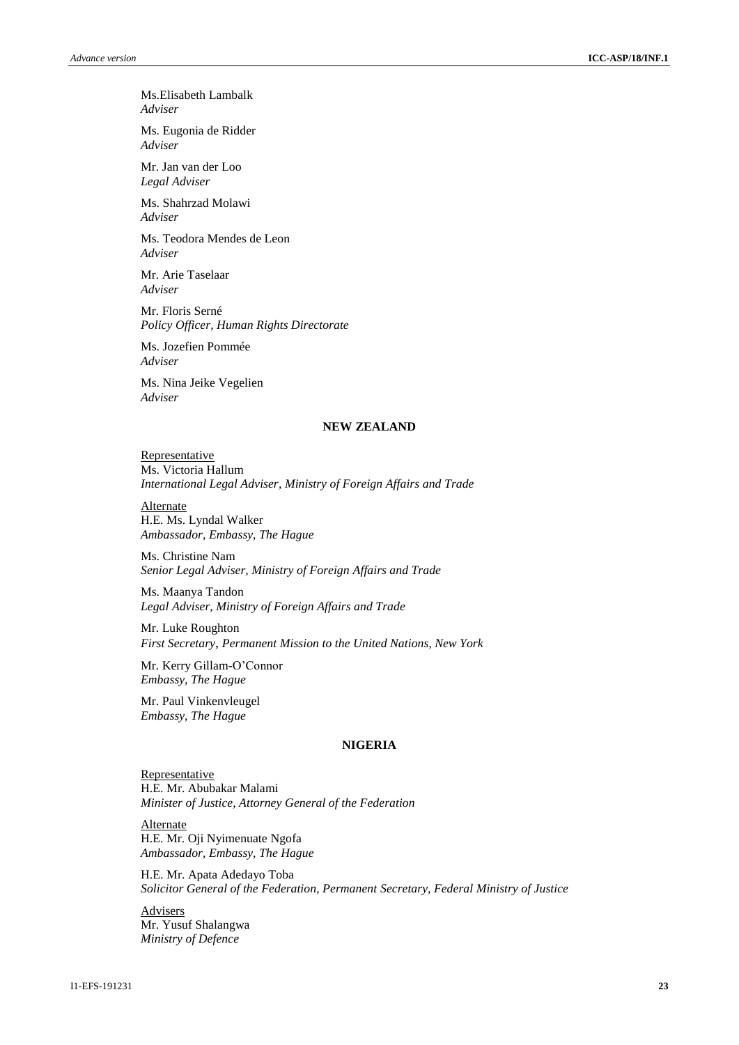Ms.Elisabeth Lambalk
*Adviser*

Ms. Eugonia de Ridder
*Adviser*

Mr. Jan van der Loo
*Legal Adviser*

Ms. Shahrzad Molawi
*Adviser*

Ms. Teodora Mendes de Leon
*Adviser*

Mr. Arie Taselaar
*Adviser*

Mr. Floris Serné
*Policy Officer, Human Rights Directorate*

Ms. Jozefien Pommée
*Adviser*

Ms. Nina Jeike Vegelien
*Adviser*

**NEW ZEALAND**

Representative
Ms. Victoria Hallum
*International Legal Adviser, Ministry of Foreign Affairs and Trade*

Alternate
H.E. Ms. Lyndal Walker
*Ambassador, Embassy, The Hague*

Ms. Christine Nam
*Senior Legal Adviser, Ministry of Foreign Affairs and Trade*

Ms. Maanya Tandon
*Legal Adviser, Ministry of Foreign Affairs and Trade*

Mr. Luke Roughton
*First Secretary, Permanent Mission to the United Nations, New York*

Mr. Kerry Gillam-O'Connor
*Embassy, The Hague*

Mr. Paul Vinkenvleugel
*Embassy, The Hague*

**NIGERIA**

Representative
H.E. Mr. Abubakar Malami
*Minister of Justice, Attorney General of the Federation*

Alternate
H.E. Mr. Oji Nyimenuate Ngofa
*Ambassador, Embassy, The Hague*

H.E. Mr. Apata Adedayo Toba
*Solicitor General of the Federation, Permanent Secretary, Federal Ministry of Justice*

Advisers
Mr. Yusuf Shalangwa
*Ministry of Defence*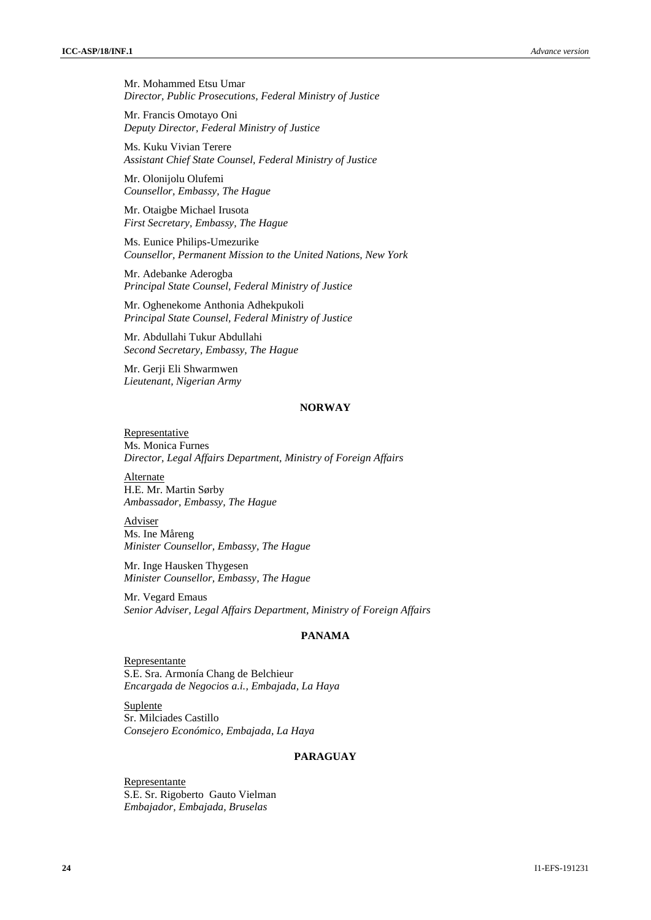Mr. Mohammed Etsu Umar
*Director, Public Prosecutions, Federal Ministry of Justice*

Mr. Francis Omotayo Oni
*Deputy Director, Federal Ministry of Justice*

Ms. Kuku Vivian Terere
*Assistant Chief State Counsel, Federal Ministry of Justice*

Mr. Olonijolu Olufemi
*Counsellor, Embassy, The Hague*

Mr. Otaigbe Michael Irusota
*First Secretary, Embassy, The Hague*

Ms. Eunice Philips-Umezurike
*Counsellor, Permanent Mission to the United Nations, New York*

Mr. Adebanke Aderogba
*Principal State Counsel, Federal Ministry of Justice*

Mr. Oghenekome Anthonia Adhekpukoli
*Principal State Counsel, Federal Ministry of Justice*

Mr. Abdullahi Tukur Abdullahi
*Second Secretary, Embassy, The Hague*

Mr. Gerji Eli Shwarmwen
*Lieutenant, Nigerian Army*

## NORWAY

Representative
Ms. Monica Furnes
*Director, Legal Affairs Department, Ministry of Foreign Affairs*

Alternate
H.E. Mr. Martin Sørby
*Ambassador, Embassy, The Hague*

Adviser
Ms. Ine Måreng
*Minister Counsellor, Embassy, The Hague*

Mr. Inge Hausken Thygesen
*Minister Counsellor, Embassy, The Hague*

Mr. Vegard Emaus
*Senior Adviser, Legal Affairs Department, Ministry of Foreign Affairs*

## PANAMA

Representante
S.E. Sra. Armonía Chang de Belchieur
*Encargada de Negocios a.i., Embajada, La Haya*

Suplente
Sr. Milciades Castillo
*Consejero Económico, Embajada, La Haya*

## PARAGUAY

Representante
S.E. Sr. Rigoberto Gauto Vielman
*Embajador, Embajada, Bruselas*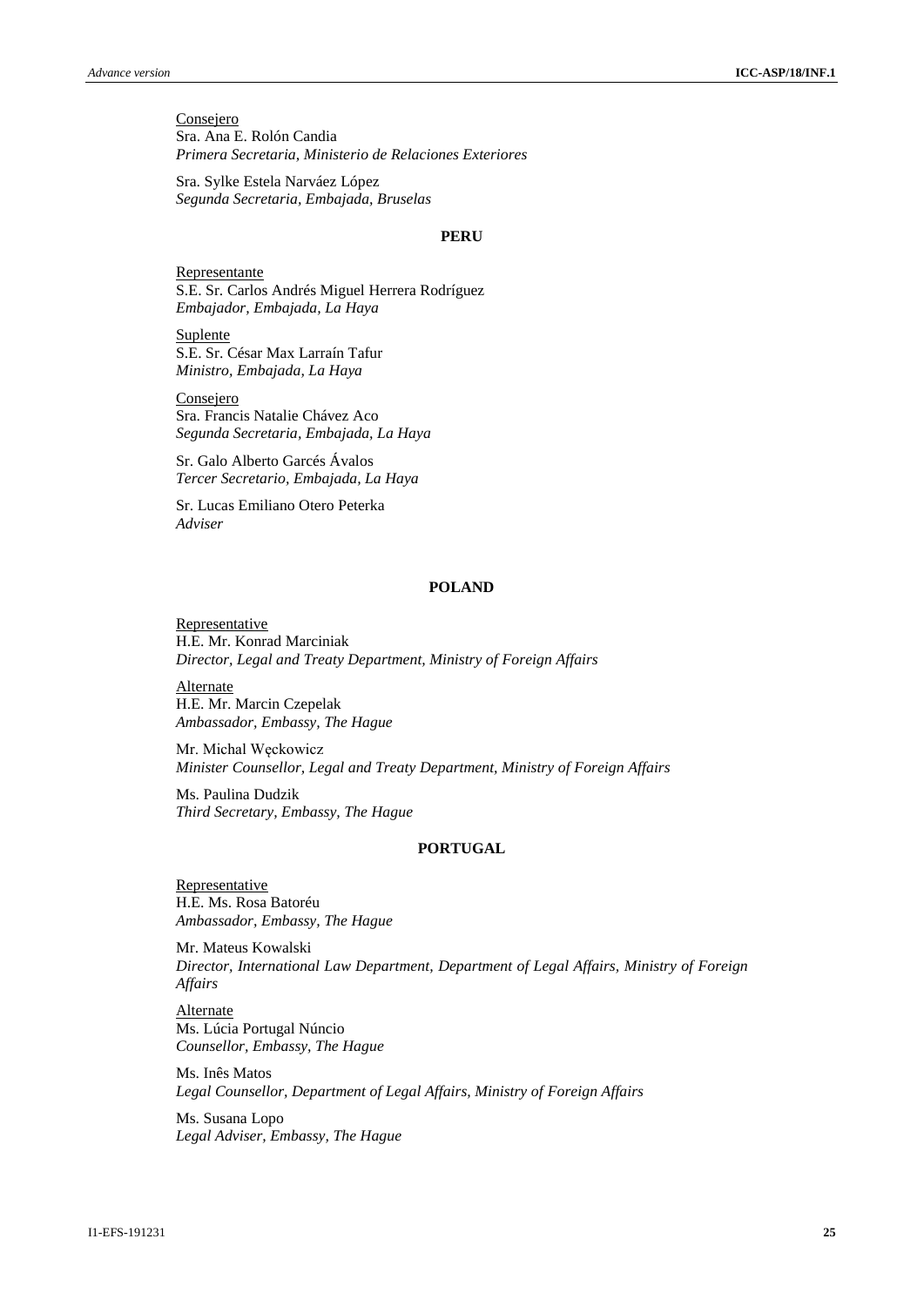Consejero
Sra. Ana E. Rolón Candia
*Primera Secretaria, Ministerio de Relaciones Exteriores*

Sra. Sylke Estela Narváez López
*Segunda Secretaria, Embajada, Bruselas*

**PERU**

Representante
S.E. Sr. Carlos Andrés Miguel Herrera Rodríguez
*Embajador, Embajada, La Haya*

Suplente
S.E. Sr. César Max Larraín Tafur
*Ministro, Embajada, La Haya*

Consejero
Sra. Francis Natalie Chávez Aco
*Segunda Secretaria, Embajada, La Haya*

Sr. Galo Alberto Garcés Ávalos
*Tercer Secretario, Embajada, La Haya*

Sr. Lucas Emiliano Otero Peterka
*Adviser*

**POLAND**

Representative
H.E. Mr. Konrad Marciniak
*Director, Legal and Treaty Department, Ministry of Foreign Affairs*

Alternate
H.E. Mr. Marcin Czepelak
*Ambassador, Embassy, The Hague*

Mr. Michal Węckowicz
*Minister Counsellor, Legal and Treaty Department, Ministry of Foreign Affairs*

Ms. Paulina Dudzik
*Third Secretary, Embassy, The Hague*

**PORTUGAL**

Representative
H.E. Ms. Rosa Batoréu
*Ambassador, Embassy, The Hague*

Mr. Mateus Kowalski
*Director, International Law Department, Department of Legal Affairs, Ministry of Foreign Affairs*

Alternate
Ms. Lúcia Portugal Núncio
*Counsellor, Embassy, The Hague*

Ms. Inês Matos
*Legal Counsellor, Department of Legal Affairs, Ministry of Foreign Affairs*

Ms. Susana Lopo
*Legal Adviser, Embassy, The Hague*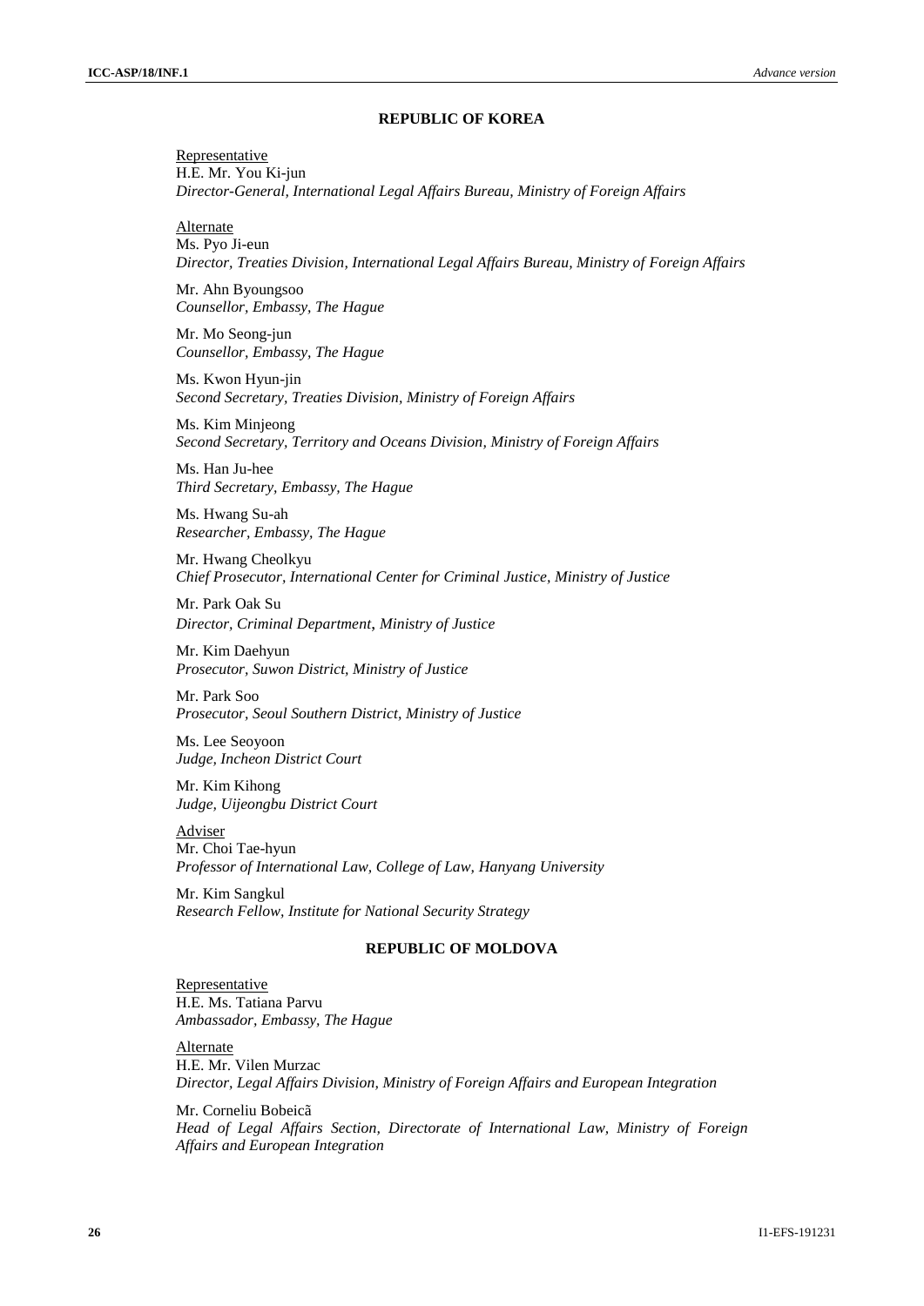## REPUBLIC OF KOREA

Representative
H.E. Mr. You Ki-jun
*Director-General, International Legal Affairs Bureau, Ministry of Foreign Affairs*

Alternate
Ms. Pyo Ji-eun
*Director, Treaties Division, International Legal Affairs Bureau, Ministry of Foreign Affairs*

Mr. Ahn Byoungsoo
*Counsellor, Embassy, The Hague*

Mr. Mo Seong-jun
*Counsellor, Embassy, The Hague*

Ms. Kwon Hyun-jin
*Second Secretary, Treaties Division, Ministry of Foreign Affairs*

Ms. Kim Minjeong
*Second Secretary, Territory and Oceans Division, Ministry of Foreign Affairs*

Ms. Han Ju-hee
*Third Secretary, Embassy, The Hague*

Ms. Hwang Su-ah
*Researcher, Embassy, The Hague*

Mr. Hwang Cheolkyu
*Chief Prosecutor, International Center for Criminal Justice, Ministry of Justice*

Mr. Park Oak Su
*Director, Criminal Department, Ministry of Justice*

Mr. Kim Daehyun
*Prosecutor, Suwon District, Ministry of Justice*

Mr. Park Soo
*Prosecutor, Seoul Southern District, Ministry of Justice*

Ms. Lee Seoyoon
*Judge, Incheon District Court*

Mr. Kim Kihong
*Judge, Uijeongbu District Court*

Adviser
Mr. Choi Tae-hyun
*Professor of International Law, College of Law, Hanyang University*

Mr. Kim Sangkul
*Research Fellow, Institute for National Security Strategy*

## REPUBLIC OF MOLDOVA

Representative
H.E. Ms. Tatiana Parvu
*Ambassador, Embassy, The Hague*

Alternate
H.E. Mr. Vilen Murzac
*Director, Legal Affairs Division, Ministry of Foreign Affairs and European Integration*

Mr. Corneliu Bobeicã
*Head of Legal Affairs Section, Directorate of International Law, Ministry of Foreign Affairs and European Integration*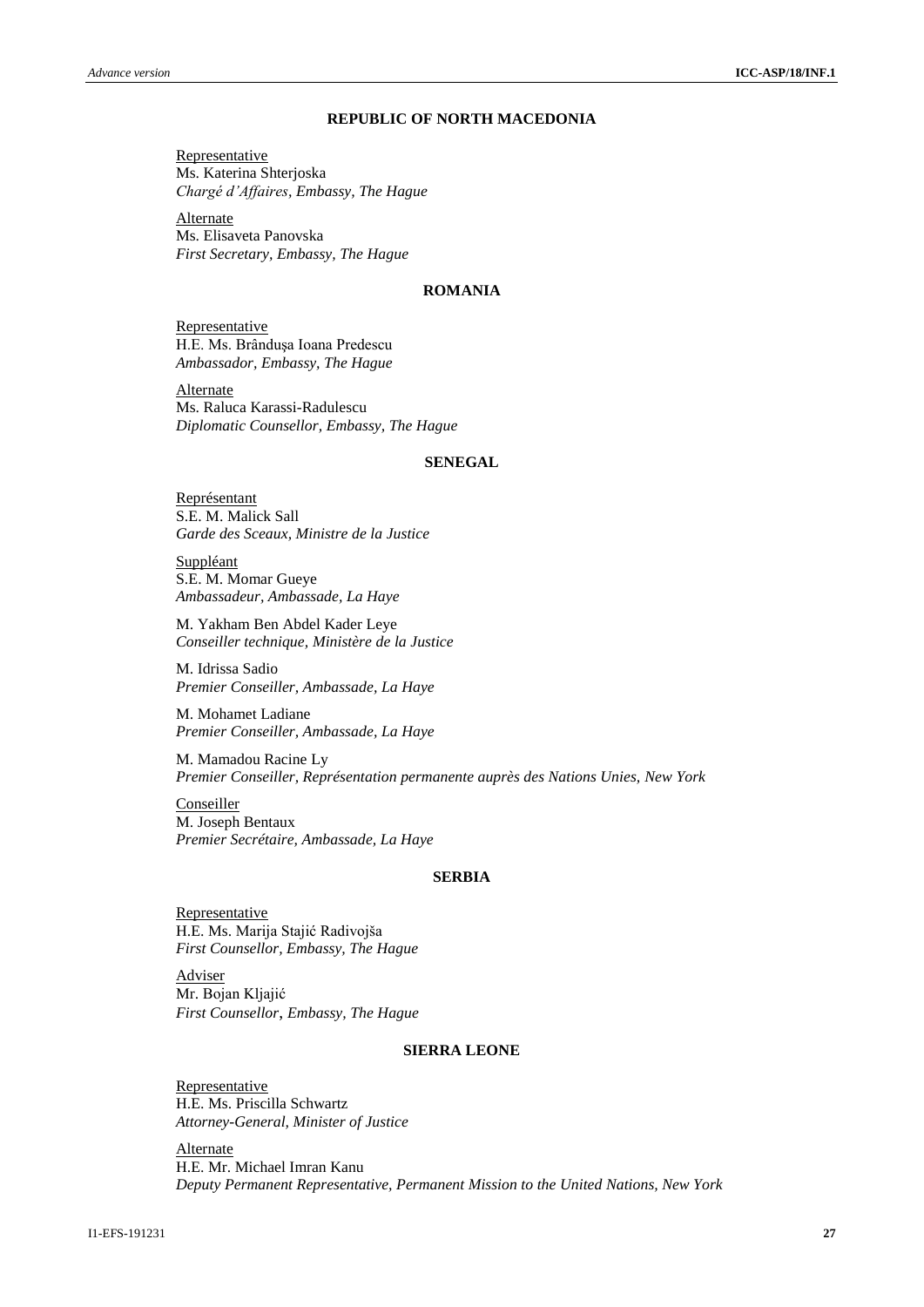## REPUBLIC OF NORTH MACEDONIA

Representative
Ms. Katerina Shterjoska
*Chargé d'Affaires, Embassy, The Hague*

Alternate
Ms. Elisaveta Panovska
*First Secretary, Embassy, The Hague*

## ROMANIA

Representative
H.E. Ms. Brândușa Ioana Predescu
*Ambassador, Embassy, The Hague*

Alternate
Ms. Raluca Karassi-Radulescu
*Diplomatic Counsellor, Embassy, The Hague*

## SENEGAL

Représentant
S.E. M. Malick Sall
*Garde des Sceaux, Ministre de la Justice*

Suppléant
S.E. M. Momar Gueye
*Ambassadeur, Ambassade, La Haye*

M. Yakham Ben Abdel Kader Leye
*Conseiller technique, Ministère de la Justice*

M. Idrissa Sadio
*Premier Conseiller, Ambassade, La Haye*

M. Mohamet Ladiane
*Premier Conseiller, Ambassade, La Haye*

M. Mamadou Racine Ly
*Premier Conseiller, Représentation permanente auprès des Nations Unies, New York*

Conseiller
M. Joseph Bentaux
*Premier Secrétaire, Ambassade, La Haye*

## SERBIA

Representative
H.E. Ms. Marija Stajić Radivojša
*First Counsellor, Embassy, The Hague*

Adviser
Mr. Bojan Kljajić
*First Counsellor, Embassy, The Hague*

## SIERRA LEONE

Representative
H.E. Ms. Priscilla Schwartz
*Attorney-General, Minister of Justice*

Alternate
H.E. Mr. Michael Imran Kanu
*Deputy Permanent Representative, Permanent Mission to the United Nations, New York*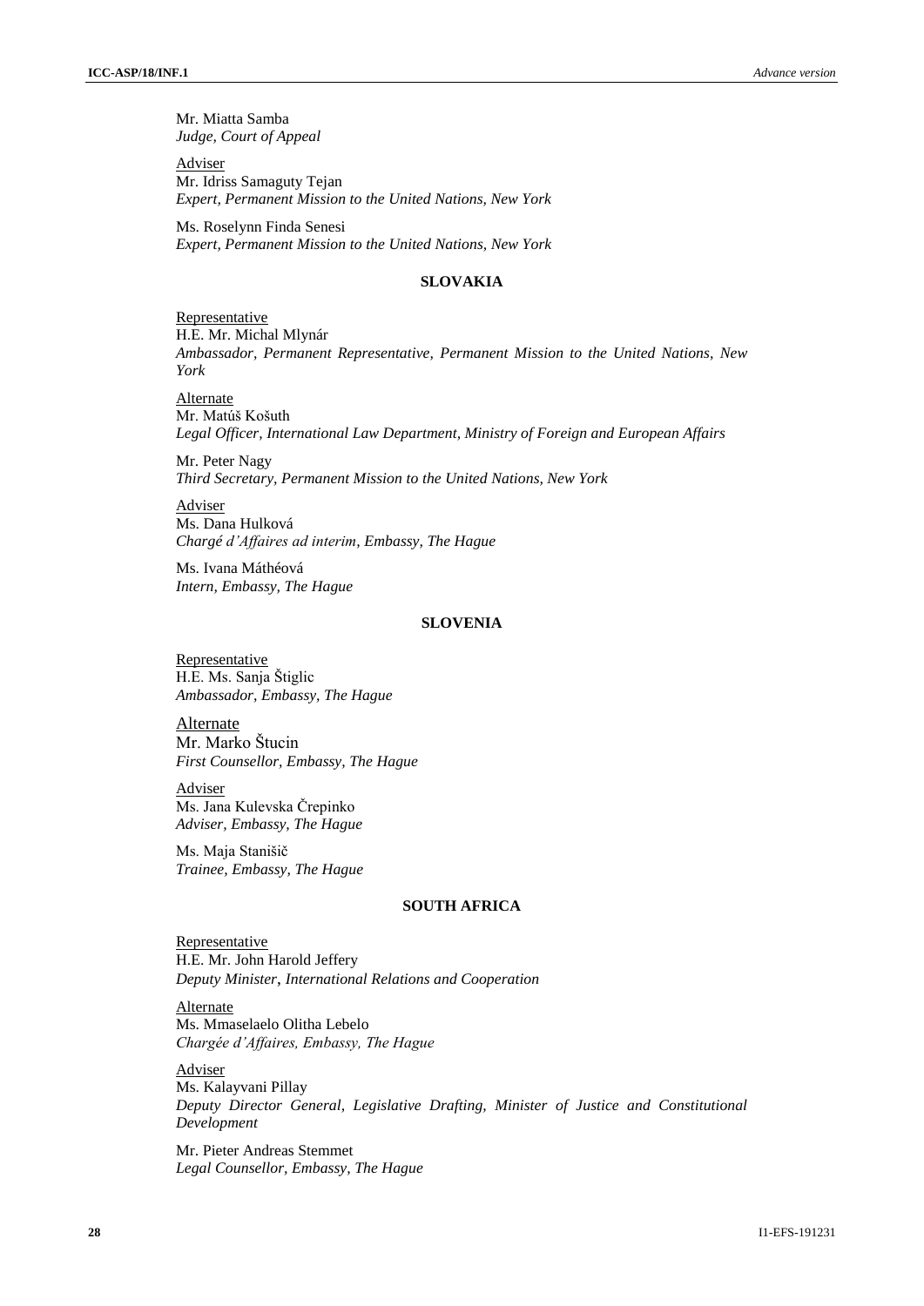Mr. Miatta Samba
*Judge, Court of Appeal*

Adviser
Mr. Idriss Samaguty Tejan
*Expert, Permanent Mission to the United Nations, New York*

Ms. Roselynn Finda Senesi
*Expert, Permanent Mission to the United Nations, New York*

## SLOVAKIA

Representative
H.E. Mr. Michal Mlynár
*Ambassador, Permanent Representative, Permanent Mission to the United Nations, New York*

Alternate
Mr. Matúš Košuth
*Legal Officer, International Law Department, Ministry of Foreign and European Affairs*

Mr. Peter Nagy
*Third Secretary, Permanent Mission to the United Nations, New York*

Adviser
Ms. Dana Hulková
*Chargé d'Affaires ad interim, Embassy, The Hague*

Ms. Ivana Máthéová
*Intern, Embassy, The Hague*

## SLOVENIA

Representative
H.E. Ms. Sanja Štiglic
*Ambassador, Embassy, The Hague*

Alternate
Mr. Marko Štucin
*First Counsellor, Embassy, The Hague*

Adviser
Ms. Jana Kulevska Črepinko
*Adviser, Embassy, The Hague*

Ms. Maja Stanišič
*Trainee, Embassy, The Hague*

## SOUTH AFRICA

Representative
H.E. Mr. John Harold Jeffery
*Deputy Minister, International Relations and Cooperation*

Alternate
Ms. Mmaselaelo Olitha Lebelo
*Chargée d'Affaires, Embassy, The Hague*

Adviser
Ms. Kalayvani Pillay
*Deputy Director General, Legislative Drafting, Minister of Justice and Constitutional Development*

Mr. Pieter Andreas Stemmet
*Legal Counsellor, Embassy, The Hague*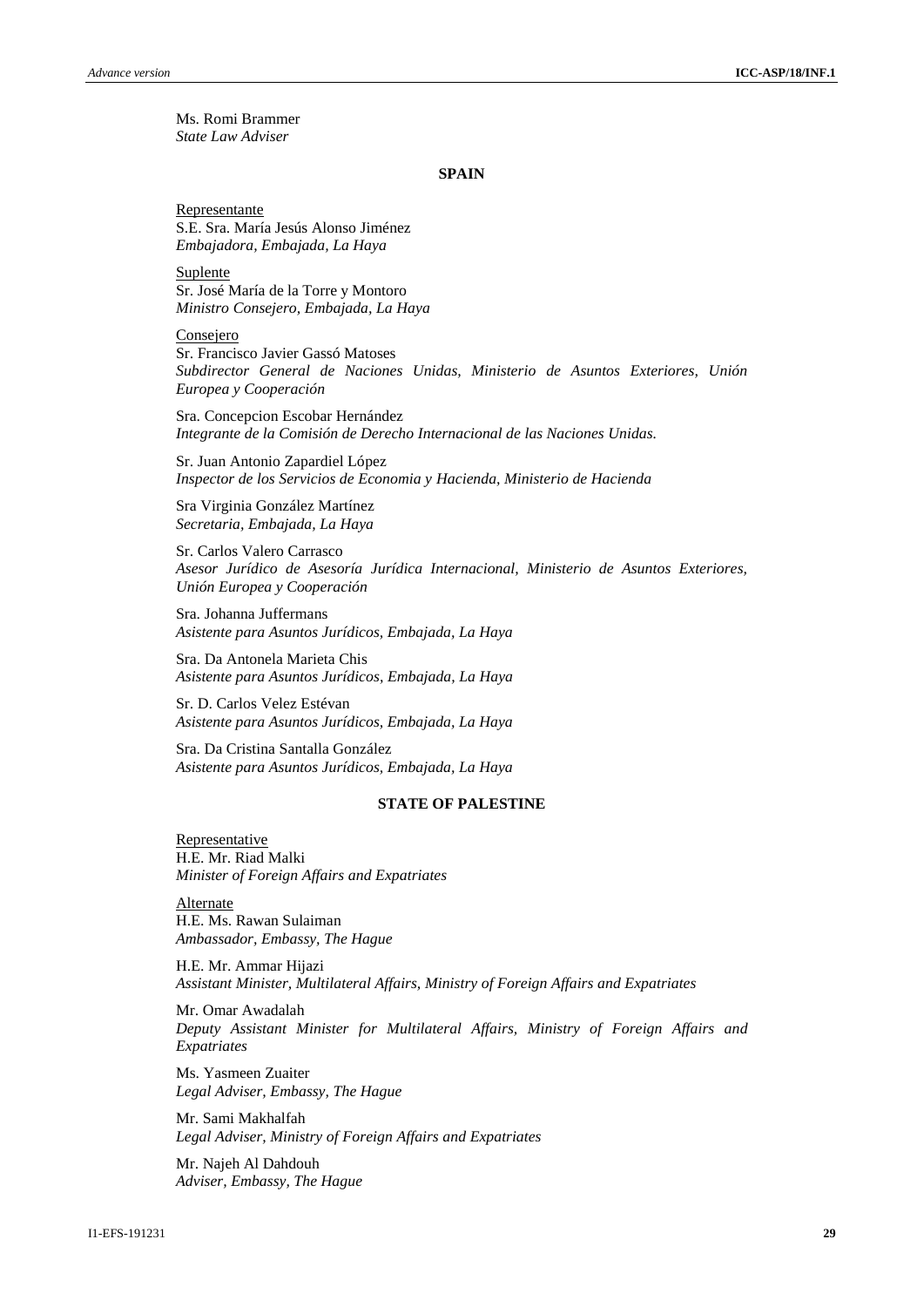Ms. Romi Brammer
*State Law Adviser*

**SPAIN**

Representante
S.E. Sra. María Jesús Alonso Jiménez
*Embajadora, Embajada, La Haya*

Suplente
Sr. José María de la Torre y Montoro
*Ministro Consejero, Embajada, La Haya*

Consejero
Sr. Francisco Javier Gassó Matoses
*Subdirector General de Naciones Unidas, Ministerio de Asuntos Exteriores, Unión Europea y Cooperación*

Sra. Concepcion Escobar Hernández
*Integrante de la Comisión de Derecho Internacional de las Naciones Unidas.*

Sr. Juan Antonio Zapardiel López
*Inspector de los Servicios de Economia y Hacienda, Ministerio de Hacienda*

Sra Virginia González Martínez
*Secretaria, Embajada, La Haya*

Sr. Carlos Valero Carrasco
*Asesor Jurídico de Asesoría Jurídica Internacional, Ministerio de Asuntos Exteriores, Unión Europea y Cooperación*

Sra. Johanna Juffermans
*Asistente para Asuntos Jurídicos, Embajada, La Haya*

Sra. Da Antonela Marieta Chis
*Asistente para Asuntos Jurídicos, Embajada, La Haya*

Sr. D. Carlos Velez Estévan
*Asistente para Asuntos Jurídicos, Embajada, La Haya*

Sra. Da Cristina Santalla González
*Asistente para Asuntos Jurídicos, Embajada, La Haya*

**STATE OF PALESTINE**

Representative
H.E. Mr. Riad Malki
*Minister of Foreign Affairs and Expatriates*

Alternate
H.E. Ms. Rawan Sulaiman
*Ambassador, Embassy, The Hague*

H.E. Mr. Ammar Hijazi
*Assistant Minister, Multilateral Affairs, Ministry of Foreign Affairs and Expatriates*

Mr. Omar Awadalah
*Deputy Assistant Minister for Multilateral Affairs, Ministry of Foreign Affairs and Expatriates*

Ms. Yasmeen Zuaiter
*Legal Adviser, Embassy, The Hague*

Mr. Sami Makhalfah
*Legal Adviser, Ministry of Foreign Affairs and Expatriates*

Mr. Najeh Al Dahdouh
*Adviser, Embassy, The Hague*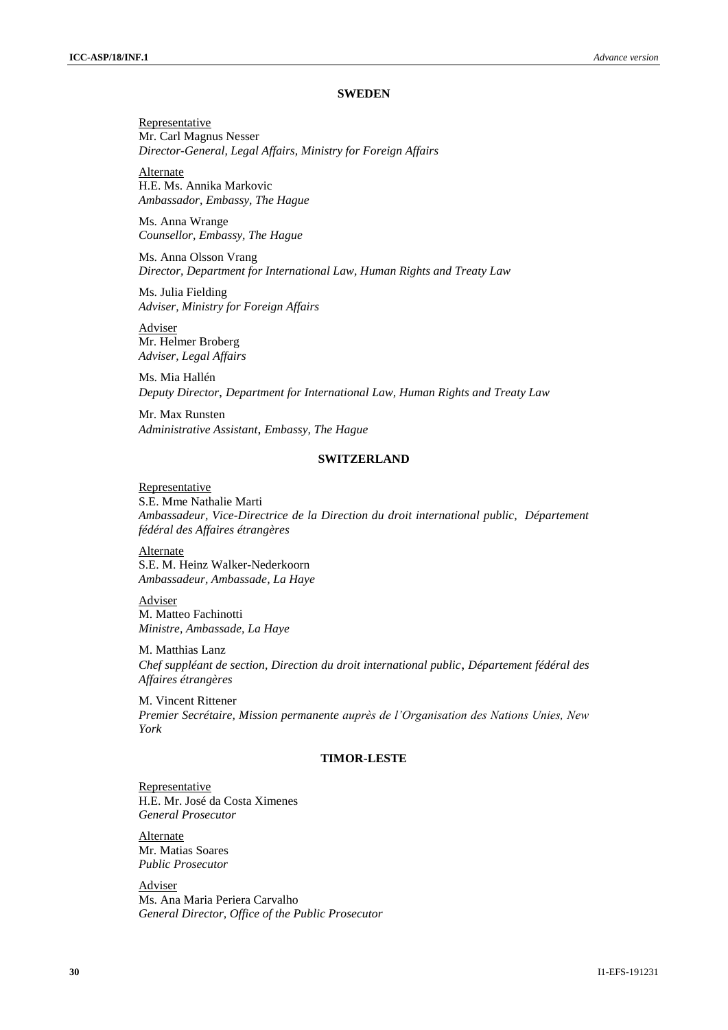**SWEDEN**

Representative
Mr. Carl Magnus Nesser
*Director-General, Legal Affairs, Ministry for Foreign Affairs*

Alternate
H.E. Ms. Annika Markovic
*Ambassador, Embassy, The Hague*

Ms. Anna Wrange
*Counsellor, Embassy, The Hague*

Ms. Anna Olsson Vrang
*Director, Department for International Law, Human Rights and Treaty Law*

Ms. Julia Fielding
*Adviser, Ministry for Foreign Affairs*

Adviser
Mr. Helmer Broberg
*Adviser, Legal Affairs*

Ms. Mia Hallén
*Deputy Director, Department for International Law, Human Rights and Treaty Law*

Mr. Max Runsten
*Administrative Assistant, Embassy, The Hague*

**SWITZERLAND**

Representative
S.E. Mme Nathalie Marti
*Ambassadeur, Vice-Directrice de la Direction du droit international public, Département fédéral des Affaires étrangères*

Alternate
S.E. M. Heinz Walker-Nederkoorn
*Ambassadeur, Ambassade, La Haye*

Adviser
M. Matteo Fachinotti
*Ministre, Ambassade, La Haye*

M. Matthias Lanz
*Chef suppléant de section, Direction du droit international public, Département fédéral des Affaires étrangères*

M. Vincent Rittener
*Premier Secrétaire, Mission permanente auprès de l'Organisation des Nations Unies, New York*

**TIMOR-LESTE**

Representative
H.E. Mr. José da Costa Ximenes
*General Prosecutor*

Alternate
Mr. Matias Soares
*Public Prosecutor*

Adviser
Ms. Ana Maria Periera Carvalho
*General Director, Office of the Public Prosecutor*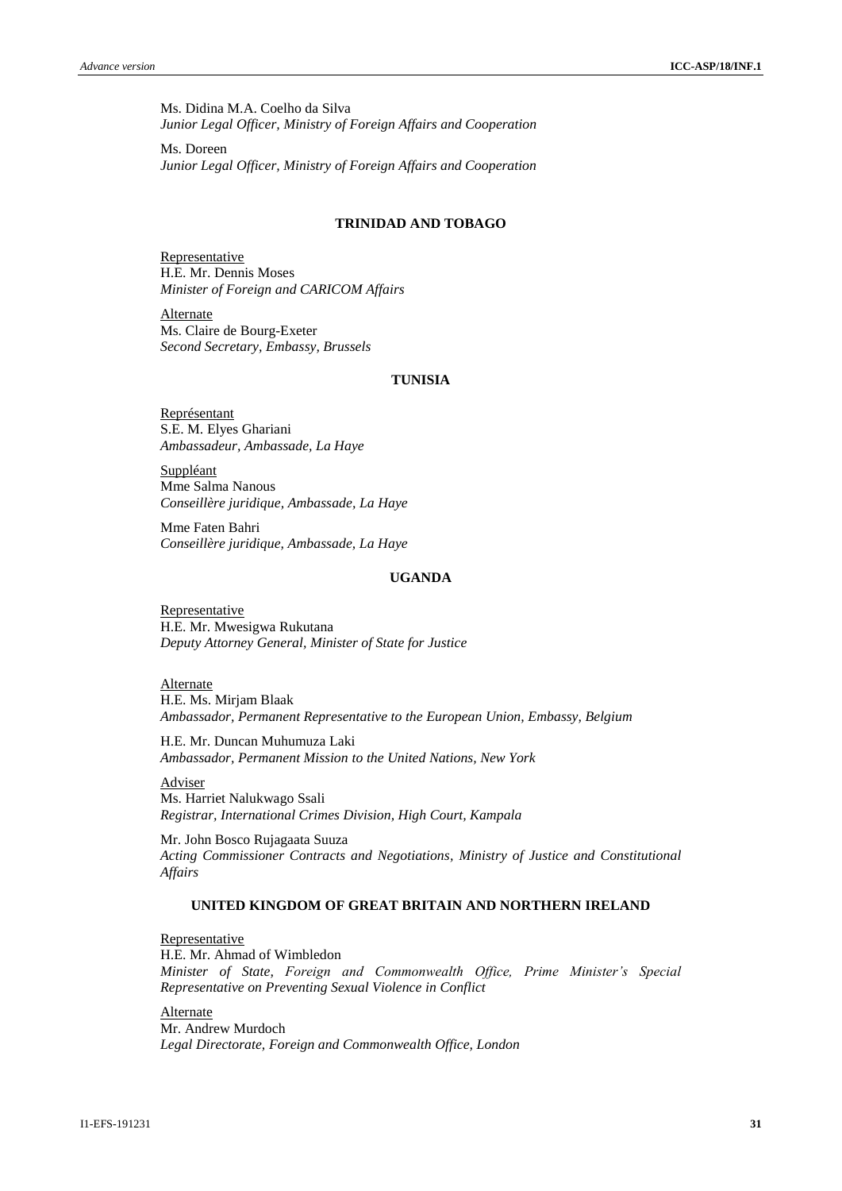Ms. Didina M.A. Coelho da Silva
*Junior Legal Officer, Ministry of Foreign Affairs and Cooperation*

Ms. Doreen
*Junior Legal Officer, Ministry of Foreign Affairs and Cooperation*

**TRINIDAD AND TOBAGO**

Representative
H.E. Mr. Dennis Moses
*Minister of Foreign and CARICOM Affairs*

Alternate
Ms. Claire de Bourg-Exeter
*Second Secretary, Embassy, Brussels*

**TUNISIA**

Représentant
S.E. M. Elyes Ghariani
*Ambassadeur, Ambassade, La Haye*

Suppléant
Mme Salma Nanous
*Conseillère juridique, Ambassade, La Haye*

Mme Faten Bahri
*Conseillère juridique, Ambassade, La Haye*

**UGANDA**

Representative
H.E. Mr. Mwesigwa Rukutana
*Deputy Attorney General, Minister of State for Justice*

Alternate
H.E. Ms. Mirjam Blaak
*Ambassador, Permanent Representative to the European Union, Embassy, Belgium*

H.E. Mr. Duncan Muhumuza Laki
*Ambassador, Permanent Mission to the United Nations, New York*

Adviser
Ms. Harriet Nalukwago Ssali
*Registrar, International Crimes Division, High Court, Kampala*

Mr. John Bosco Rujagaata Suuza
*Acting Commissioner Contracts and Negotiations, Ministry of Justice and Constitutional Affairs*

**UNITED KINGDOM OF GREAT BRITAIN AND NORTHERN IRELAND**

Representative
H.E. Mr. Ahmad of Wimbledon
*Minister of State, Foreign and Commonwealth Office, Prime Minister's Special Representative on Preventing Sexual Violence in Conflict*

Alternate
Mr. Andrew Murdoch
*Legal Directorate, Foreign and Commonwealth Office, London*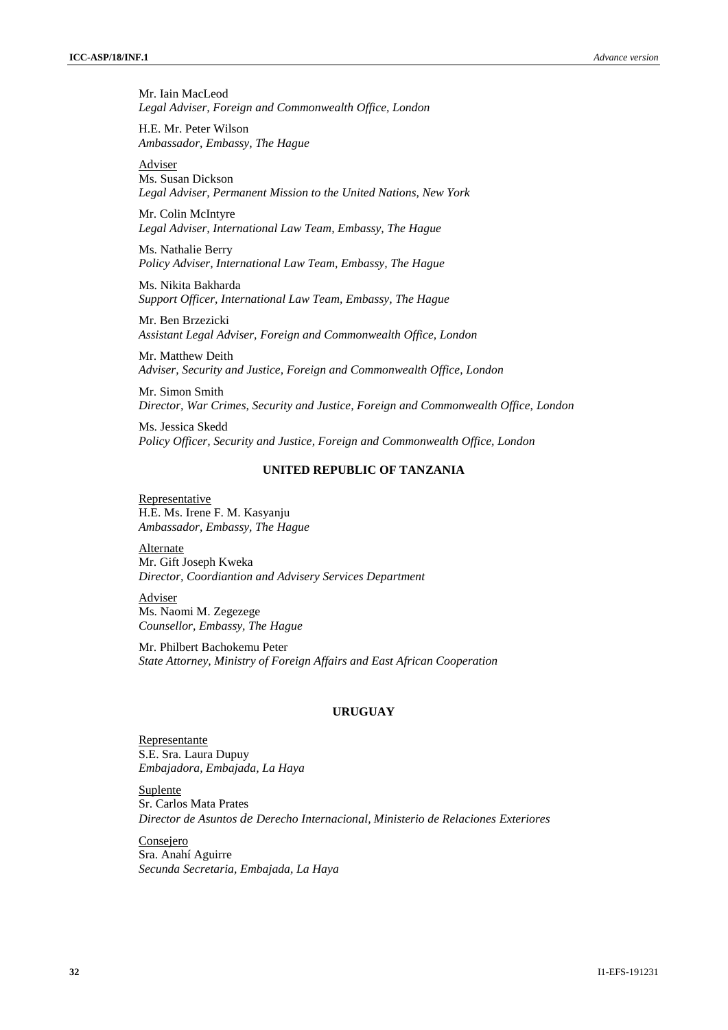Mr. Iain MacLeod
*Legal Adviser, Foreign and Commonwealth Office, London*

H.E. Mr. Peter Wilson
*Ambassador, Embassy, The Hague*

Adviser
Ms. Susan Dickson
*Legal Adviser, Permanent Mission to the United Nations, New York*

Mr. Colin McIntyre
*Legal Adviser, International Law Team, Embassy, The Hague*

Ms. Nathalie Berry
*Policy Adviser, International Law Team, Embassy, The Hague*

Ms. Nikita Bakharda
*Support Officer, International Law Team, Embassy, The Hague*

Mr. Ben Brzezicki
*Assistant Legal Adviser, Foreign and Commonwealth Office, London*

Mr. Matthew Deith
*Adviser, Security and Justice, Foreign and Commonwealth Office, London*

Mr. Simon Smith
*Director, War Crimes, Security and Justice, Foreign and Commonwealth Office, London*

Ms. Jessica Skedd
*Policy Officer, Security and Justice, Foreign and Commonwealth Office, London*

**UNITED REPUBLIC OF TANZANIA**

Representative
H.E. Ms. Irene F. M. Kasyanju
*Ambassador, Embassy, The Hague*

Alternate
Mr. Gift Joseph Kweka
*Director, Coordiantion and Advisery Services Department*

Adviser
Ms. Naomi M. Zegezege
*Counsellor, Embassy, The Hague*

Mr. Philbert Bachokemu Peter
*State Attorney, Ministry of Foreign Affairs and East African Cooperation*

**URUGUAY**

Representante
S.E. Sra. Laura Dupuy
*Embajadora, Embajada, La Haya*

Suplente
Sr. Carlos Mata Prates
*Director de Asuntos de Derecho Internacional, Ministerio de Relaciones Exteriores*

Consejero
Sra. Anahí Aguirre
*Secunda Secretaria, Embajada, La Haya*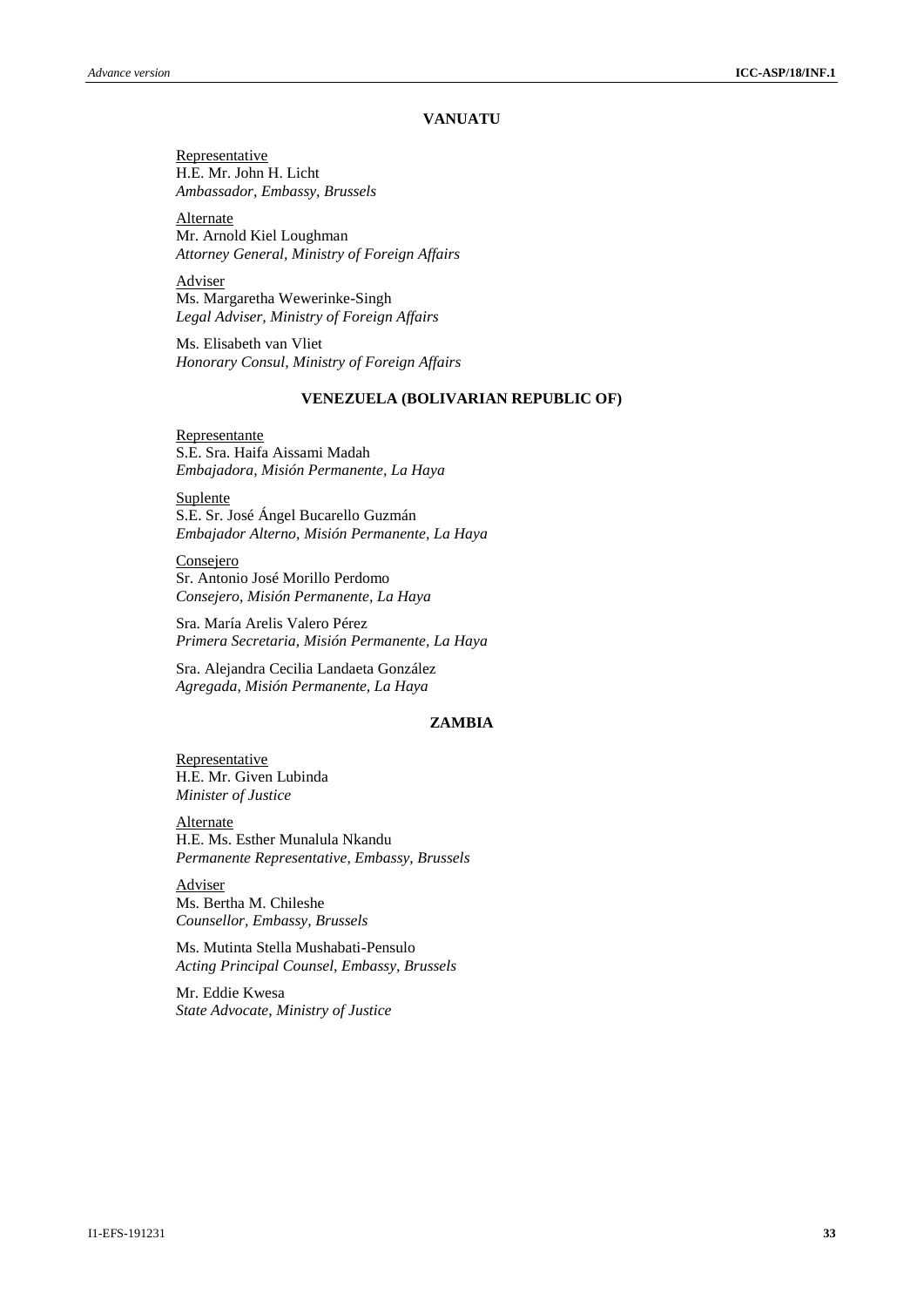**VANUATU**

Representative
H.E. Mr. John H. Licht
*Ambassador, Embassy, Brussels*

Alternate
Mr. Arnold Kiel Loughman
*Attorney General, Ministry of Foreign Affairs*

Adviser
Ms. Margaretha Wewerinke-Singh
*Legal Adviser, Ministry of Foreign Affairs*

Ms. Elisabeth van Vliet
*Honorary Consul, Ministry of Foreign Affairs*

**VENEZUELA (BOLIVARIAN REPUBLIC OF)**

Representante
S.E. Sra. Haifa Aissami Madah
*Embajadora, Misión Permanente, La Haya*

Suplente
S.E. Sr. José Ángel Bucarello Guzmán
*Embajador Alterno, Misión Permanente, La Haya*

Consejero
Sr. Antonio José Morillo Perdomo
*Consejero, Misión Permanente, La Haya*

Sra. María Arelis Valero Pérez
*Primera Secretaria, Misión Permanente, La Haya*

Sra. Alejandra Cecilia Landaeta González
*Agregada, Misión Permanente, La Haya*

**ZAMBIA**

Representative
H.E. Mr. Given Lubinda
*Minister of Justice*

Alternate
H.E. Ms. Esther Munalula Nkandu
*Permanente Representative, Embassy, Brussels*

Adviser
Ms. Bertha M. Chileshe
*Counsellor, Embassy, Brussels*

Ms. Mutinta Stella Mushabati-Pensulo
*Acting Principal Counsel, Embassy, Brussels*

Mr. Eddie Kwesa
*State Advocate, Ministry of Justice*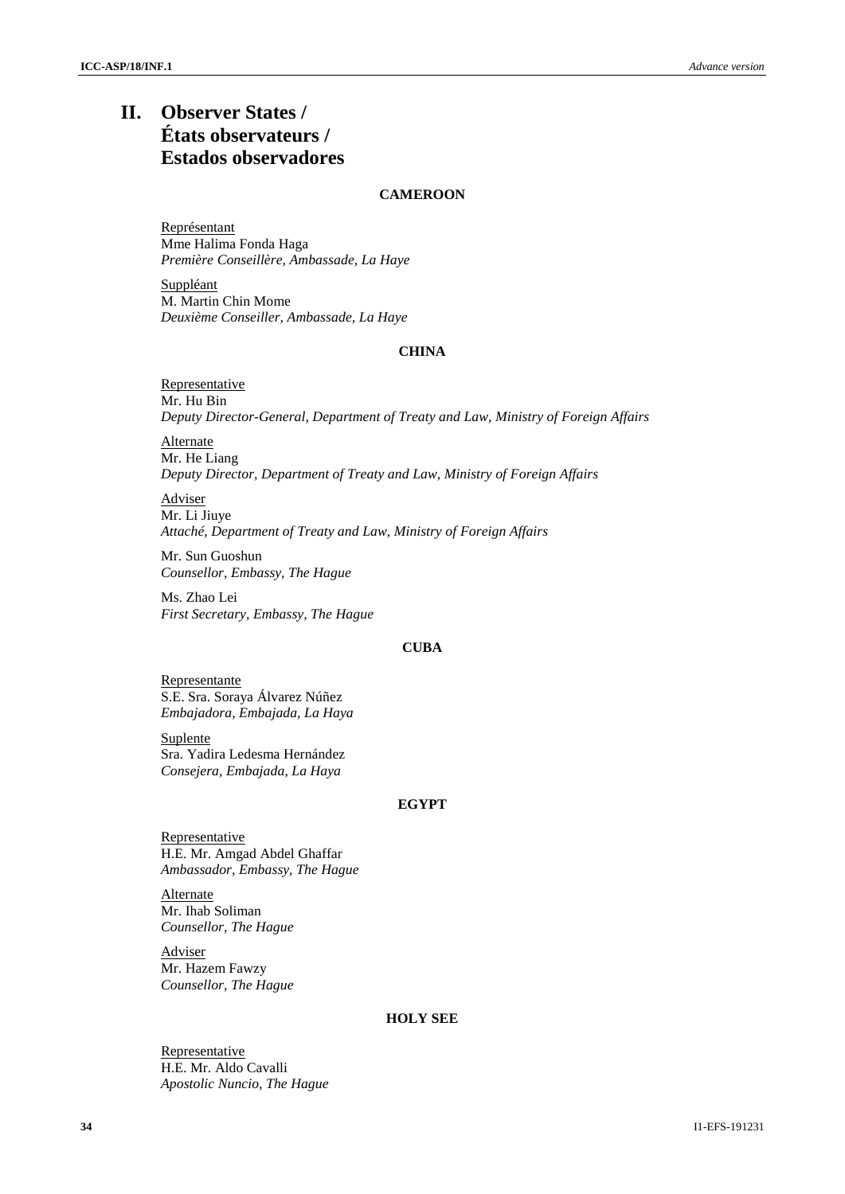# II. Observer States / États observateurs / Estados observadores

**CAMEROON**

Représentant
Mme Halima Fonda Haga
*Première Conseillère, Ambassade, La Haye*

Suppléant
M. Martin Chin Mome
*Deuxième Conseiller, Ambassade, La Haye*

**CHINA**

Representative
Mr. Hu Bin
*Deputy Director-General, Department of Treaty and Law, Ministry of Foreign Affairs*

Alternate
Mr. He Liang
*Deputy Director, Department of Treaty and Law, Ministry of Foreign Affairs*

Adviser
Mr. Li Jiuye
*Attaché, Department of Treaty and Law, Ministry of Foreign Affairs*

Mr. Sun Guoshun
*Counsellor, Embassy, The Hague*

Ms. Zhao Lei
*First Secretary, Embassy, The Hague*

**CUBA**

Representante
S.E. Sra. Soraya Álvarez Núñez
*Embajadora, Embajada, La Haya*

Suplente
Sra. Yadira Ledesma Hernández
*Consejera, Embajada, La Haya*

**EGYPT**

Representative
H.E. Mr. Amgad Abdel Ghaffar
*Ambassador, Embassy, The Hague*

Alternate
Mr. Ihab Soliman
*Counsellor, The Hague*

Adviser
Mr. Hazem Fawzy
*Counsellor, The Hague*

**HOLY SEE**

Representative
H.E. Mr. Aldo Cavalli
*Apostolic Nuncio, The Hague*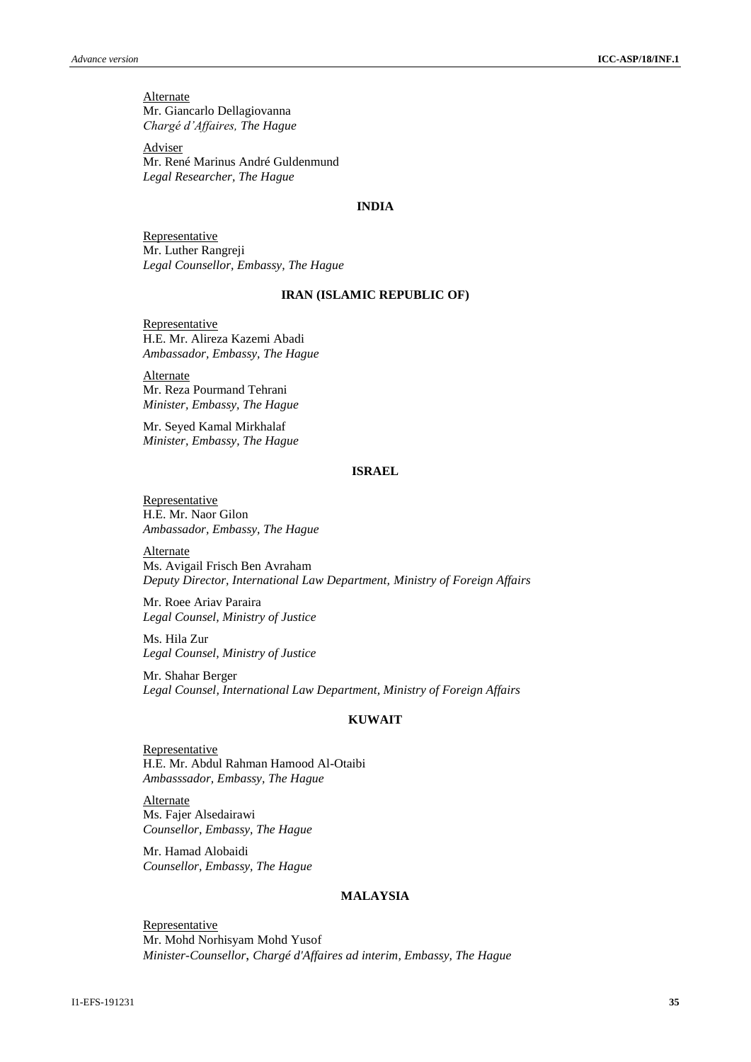Alternate
Mr. Giancarlo Dellagiovanna
*Chargé d'Affaires, The Hague*

Adviser
Mr. René Marinus André Guldenmund
*Legal Researcher, The Hague*

**INDIA**

Representative
Mr. Luther Rangreji
*Legal Counsellor, Embassy, The Hague*

**IRAN (ISLAMIC REPUBLIC OF)**

Representative
H.E. Mr. Alireza Kazemi Abadi
*Ambassador, Embassy, The Hague*

Alternate
Mr. Reza Pourmand Tehrani
*Minister, Embassy, The Hague*

Mr. Seyed Kamal Mirkhalaf
*Minister, Embassy, The Hague*

**ISRAEL**

Representative
H.E. Mr. Naor Gilon
*Ambassador, Embassy, The Hague*

Alternate
Ms. Avigail Frisch Ben Avraham
*Deputy Director, International Law Department, Ministry of Foreign Affairs*

Mr. Roee Ariav Paraira
*Legal Counsel, Ministry of Justice*

Ms. Hila Zur
*Legal Counsel, Ministry of Justice*

Mr. Shahar Berger
*Legal Counsel, International Law Department, Ministry of Foreign Affairs*

**KUWAIT**

Representative
H.E. Mr. Abdul Rahman Hamood Al-Otaibi
*Ambasssador, Embassy, The Hague*

Alternate
Ms. Fajer Alsedairawi
*Counsellor, Embassy, The Hague*

Mr. Hamad Alobaidi
*Counsellor, Embassy, The Hague*

**MALAYSIA**

Representative
Mr. Mohd Norhisyam Mohd Yusof
*Minister-Counsellor, Chargé d'Affaires ad interim, Embassy, The Hague*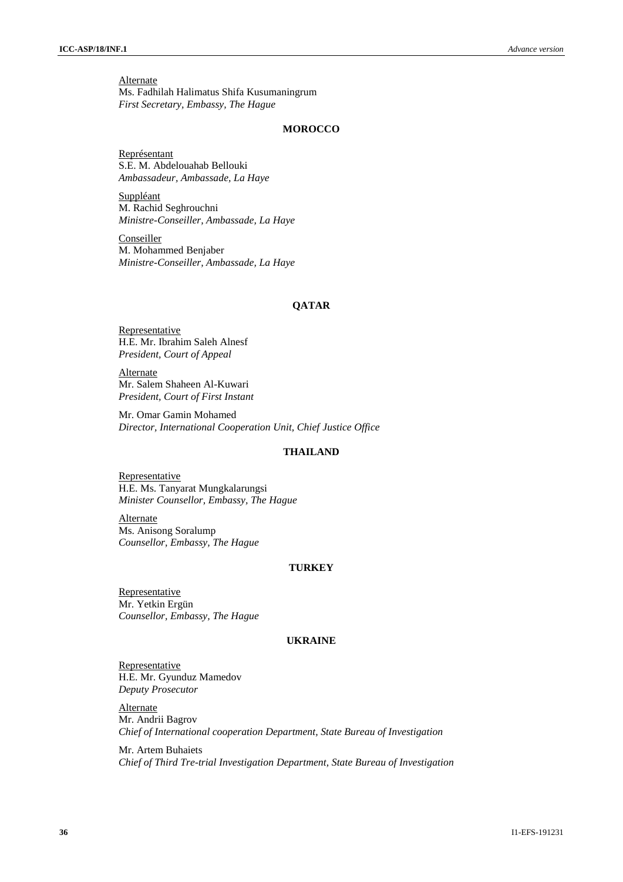Alternate
Ms. Fadhilah Halimatus Shifa Kusumaningrum
*First Secretary, Embassy, The Hague*

## MOROCCO

Représentant
S.E. M. Abdelouahab Bellouki
*Ambassadeur, Ambassade, La Haye*

Suppléant
M. Rachid Seghrouchni
*Ministre-Conseiller, Ambassade, La Haye*

Conseiller
M. Mohammed Benjaber
*Ministre-Conseiller, Ambassade, La Haye*

## QATAR

Representative
H.E. Mr. Ibrahim Saleh Alnesf
*President, Court of Appeal*

Alternate
Mr. Salem Shaheen Al-Kuwari
*President, Court of First Instant*

Mr. Omar Gamin Mohamed
*Director, International Cooperation Unit, Chief Justice Office*

## THAILAND

Representative
H.E. Ms. Tanyarat Mungkalarungsi
*Minister Counsellor, Embassy, The Hague*

Alternate
Ms. Anisong Soralump
*Counsellor, Embassy, The Hague*

## TURKEY

Representative
Mr. Yetkin Ergün
*Counsellor, Embassy, The Hague*

## UKRAINE

Representative
H.E. Mr. Gyunduz Mamedov
*Deputy Prosecutor*

Alternate
Mr. Andrii Bagrov
*Chief of International cooperation Department, State Bureau of Investigation*

Mr. Artem Buhaiets
*Chief of Third Tre-trial Investigation Department, State Bureau of Investigation*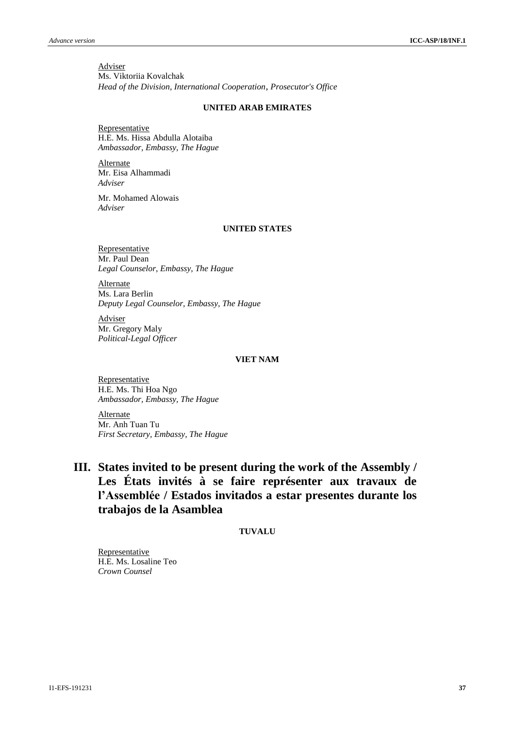Adviser
Ms. Viktoriia Kovalchak
*Head of the Division, International Cooperation, Prosecutor's Office*

**UNITED ARAB EMIRATES**

Representative
H.E. Ms. Hissa Abdulla Alotaiba
*Ambassador, Embassy, The Hague*

Alternate
Mr. Eisa Alhammadi
*Adviser*

Mr. Mohamed Alowais
*Adviser*

**UNITED STATES**

Representative
Mr. Paul Dean
*Legal Counselor, Embassy, The Hague*

Alternate
Ms. Lara Berlin
*Deputy Legal Counselor, Embassy, The Hague*

Adviser
Mr. Gregory Maly
*Political-Legal Officer*

**VIET NAM**

Representative
H.E. Ms. Thi Hoa Ngo
*Ambassador, Embassy, The Hague*

Alternate
Mr. Anh Tuan Tu
*First Secretary, Embassy, The Hague*

## III. States invited to be present during the work of the Assembly / Les États invités à se faire représenter aux travaux de l'Assemblée / Estados invitados a estar presentes durante los trabajos de la Asamblea

**TUVALU**

Representative
H.E. Ms. Losaline Teo
*Crown Counsel*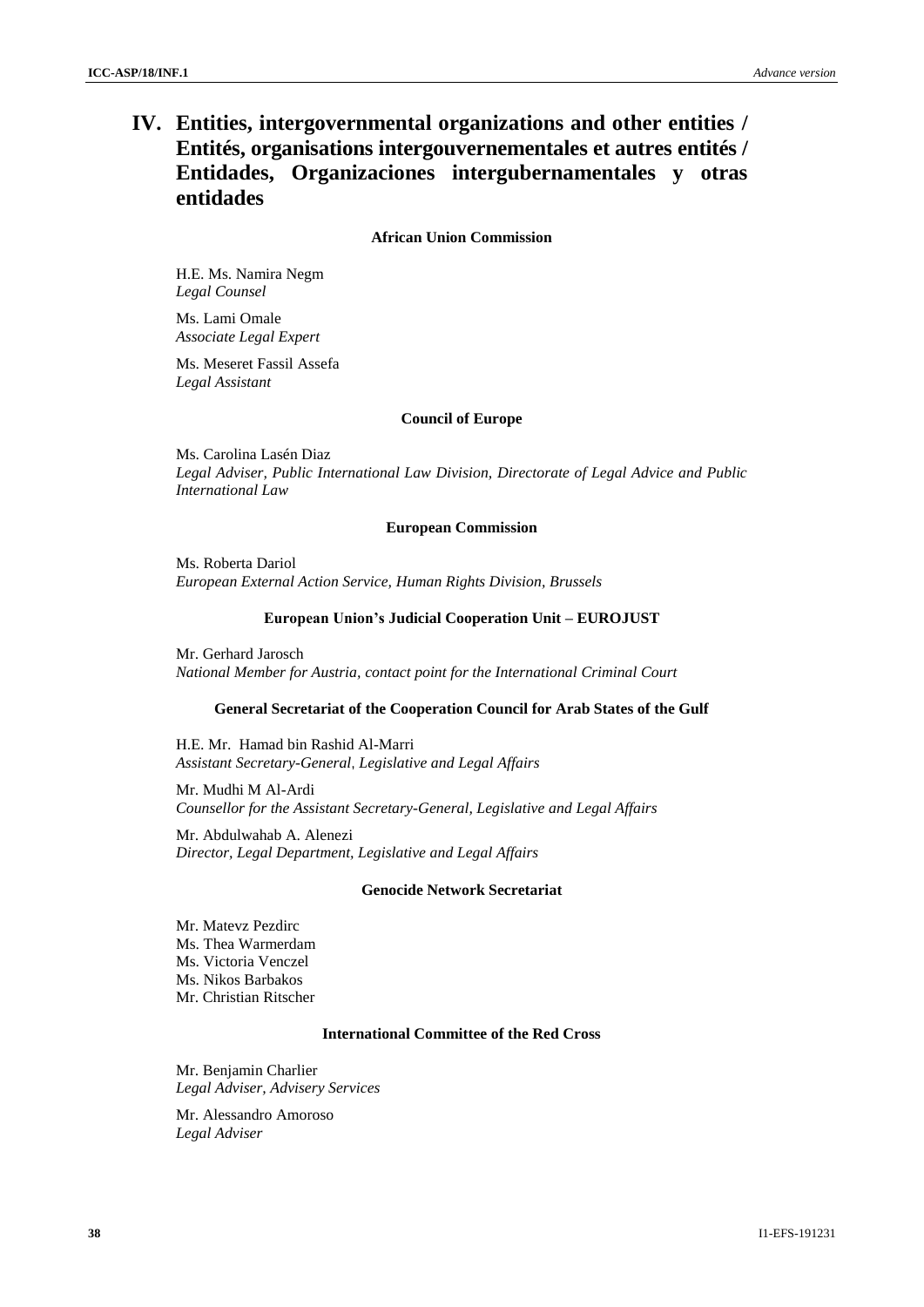# IV. Entities, intergovernmental organizations and other entities / Entités, organisations intergouvernementales et autres entités / Entidades, Organizaciones intergubernamentales y otras entidades

**African Union Commission**

H.E. Ms. Namira Negm
*Legal Counsel*

Ms. Lami Omale
*Associate Legal Expert*

Ms. Meseret Fassil Assefa
*Legal Assistant*

**Council of Europe**

Ms. Carolina Lasén Diaz
*Legal Adviser, Public International Law Division, Directorate of Legal Advice and Public International Law*

**European Commission**

Ms. Roberta Dariol
*European External Action Service, Human Rights Division, Brussels*

**European Union's Judicial Cooperation Unit – EUROJUST**

Mr. Gerhard Jarosch
*National Member for Austria, contact point for the International Criminal Court*

**General Secretariat of the Cooperation Council for Arab States of the Gulf**

H.E. Mr. Hamad bin Rashid Al-Marri
*Assistant Secretary-General, Legislative and Legal Affairs*

Mr. Mudhi M Al-Ardi
*Counsellor for the Assistant Secretary-General, Legislative and Legal Affairs*

Mr. Abdulwahab A. Alenezi
*Director, Legal Department, Legislative and Legal Affairs*

**Genocide Network Secretariat**

Mr. Matevz Pezdirc
Ms. Thea Warmerdam
Ms. Victoria Venczel
Ms. Nikos Barbakos
Mr. Christian Ritscher

**International Committee of the Red Cross**

Mr. Benjamin Charlier
*Legal Adviser, Advisory Services*

Mr. Alessandro Amoroso
*Legal Adviser*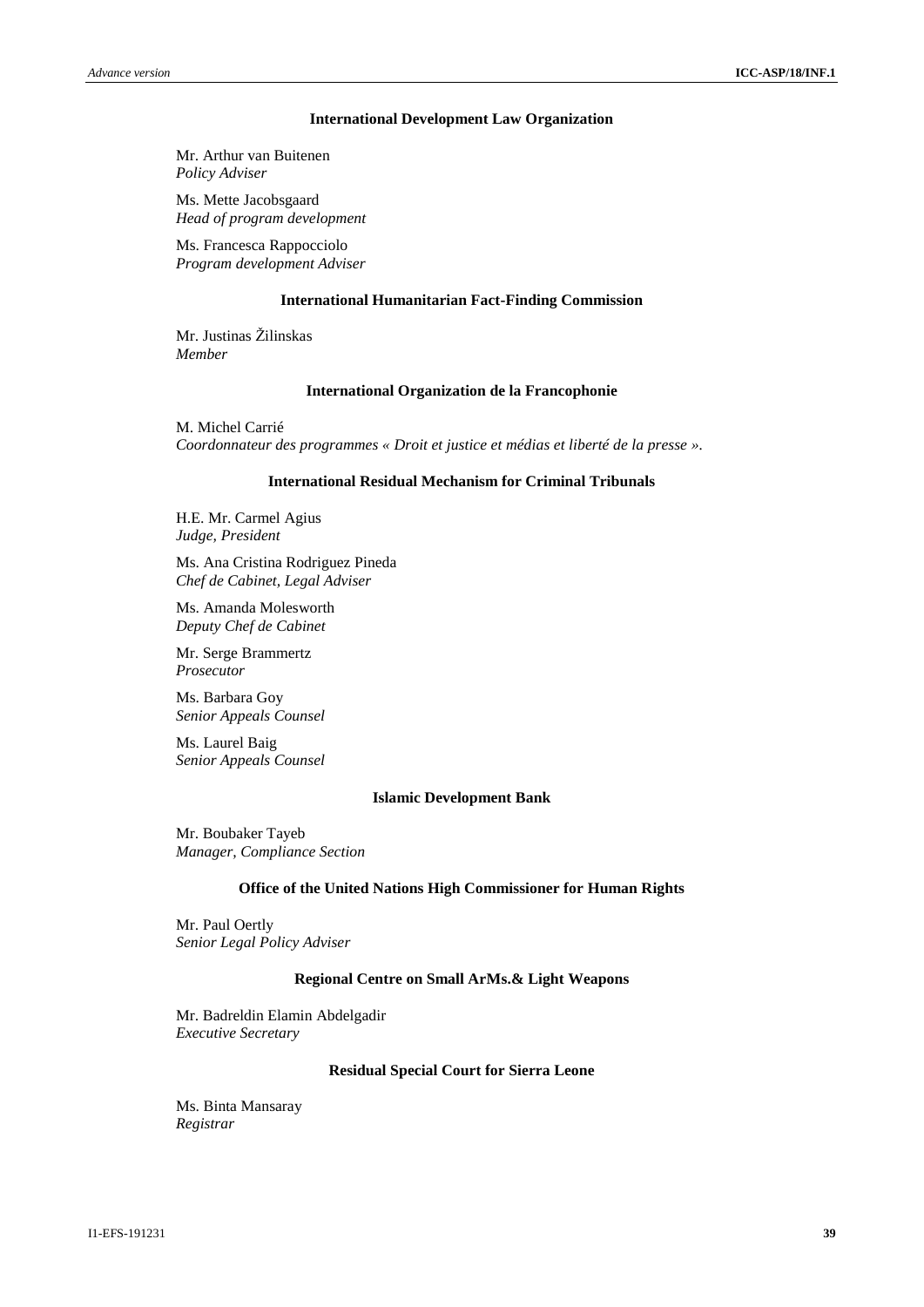### International Development Law Organization

Mr. Arthur van Buitenen
*Policy Adviser*

Ms. Mette Jacobsgaard
*Head of program development*

Ms. Francesca Rappocciolo
*Program development Adviser*

### International Humanitarian Fact-Finding Commission

Mr. Justinas Žilinskas
*Member*

### International Organization de la Francophonie

M. Michel Carrié
*Coordonnateur des programmes « Droit et justice et médias et liberté de la presse ».*

### International Residual Mechanism for Criminal Tribunals

H.E. Mr. Carmel Agius
*Judge, President*

Ms. Ana Cristina Rodriguez Pineda
*Chef de Cabinet, Legal Adviser*

Ms. Amanda Molesworth
*Deputy Chef de Cabinet*

Mr. Serge Brammertz
*Prosecutor*

Ms. Barbara Goy
*Senior Appeals Counsel*

Ms. Laurel Baig
*Senior Appeals Counsel*

### Islamic Development Bank

Mr. Boubaker Tayeb
*Manager, Compliance Section*

### Office of the United Nations High Commissioner for Human Rights

Mr. Paul Oertly
*Senior Legal Policy Adviser*

### Regional Centre on Small ArMs.& Light Weapons

Mr. Badreldin Elamin Abdelgadir
*Executive Secretary*

### Residual Special Court for Sierra Leone

Ms. Binta Mansaray
*Registrar*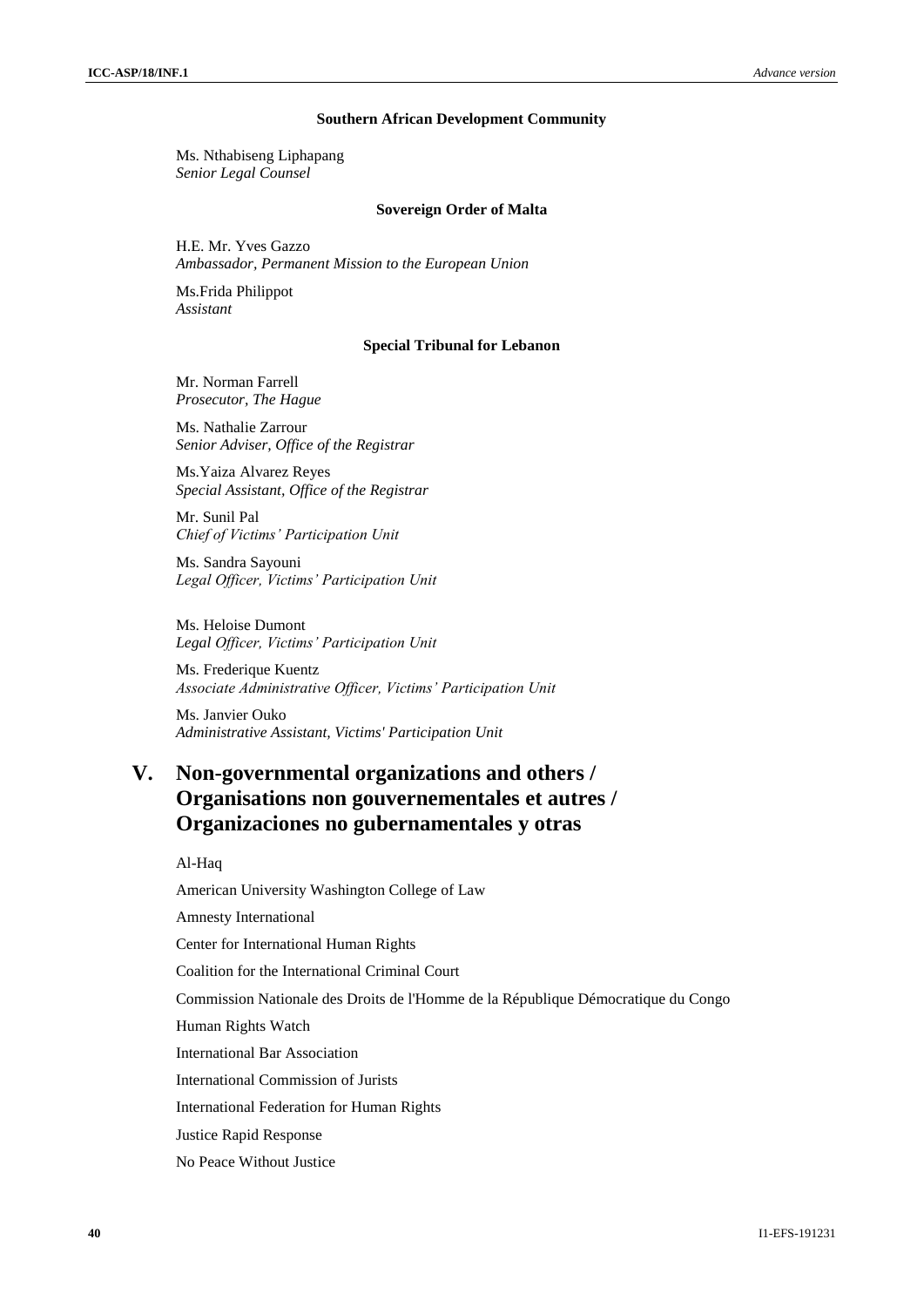### Southern African Development Community

Ms. Nthabiseng Liphapang
*Senior Legal Counsel*

### Sovereign Order of Malta

H.E. Mr. Yves Gazzo
*Ambassador, Permanent Mission to the European Union*

Ms.Frida Philippot
*Assistant*

### Special Tribunal for Lebanon

Mr. Norman Farrell
*Prosecutor, The Hague*

Ms. Nathalie Zarrour
*Senior Adviser, Office of the Registrar*

Ms.Yaiza Alvarez Reyes
*Special Assistant, Office of the Registrar*

Mr. Sunil Pal
*Chief of Victims' Participation Unit*

Ms. Sandra Sayouni
*Legal Officer, Victims' Participation Unit*

Ms. Heloise Dumont
*Legal Officer, Victims' Participation Unit*

Ms. Frederique Kuentz
*Associate Administrative Officer, Victims' Participation Unit*

Ms. Janvier Ouko
*Administrative Assistant, Victims' Participation Unit*

## V. Non-governmental organizations and others / Organisations non gouvernementales et autres / Organizaciones no gubernamentales y otras

Al-Haq

American University Washington College of Law

Amnesty International

Center for International Human Rights

Coalition for the International Criminal Court

Commission Nationale des Droits de l'Homme de la République Démocratique du Congo

Human Rights Watch

International Bar Association

International Commission of Jurists

International Federation for Human Rights

Justice Rapid Response

No Peace Without Justice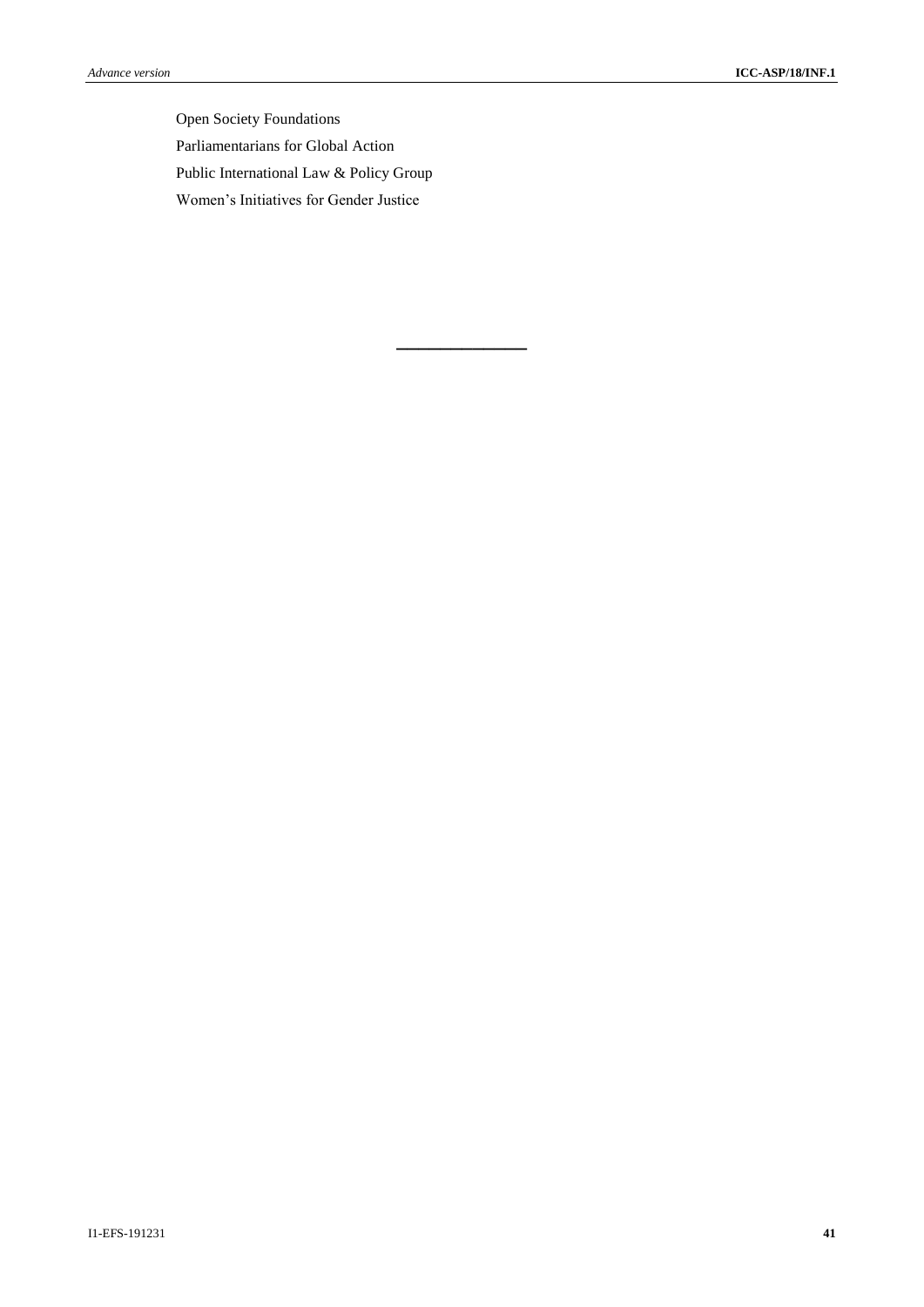Open Society Foundations

Parliamentarians for Global Action

Public International Law & Policy Group

Women's Initiatives for Gender Justice

---